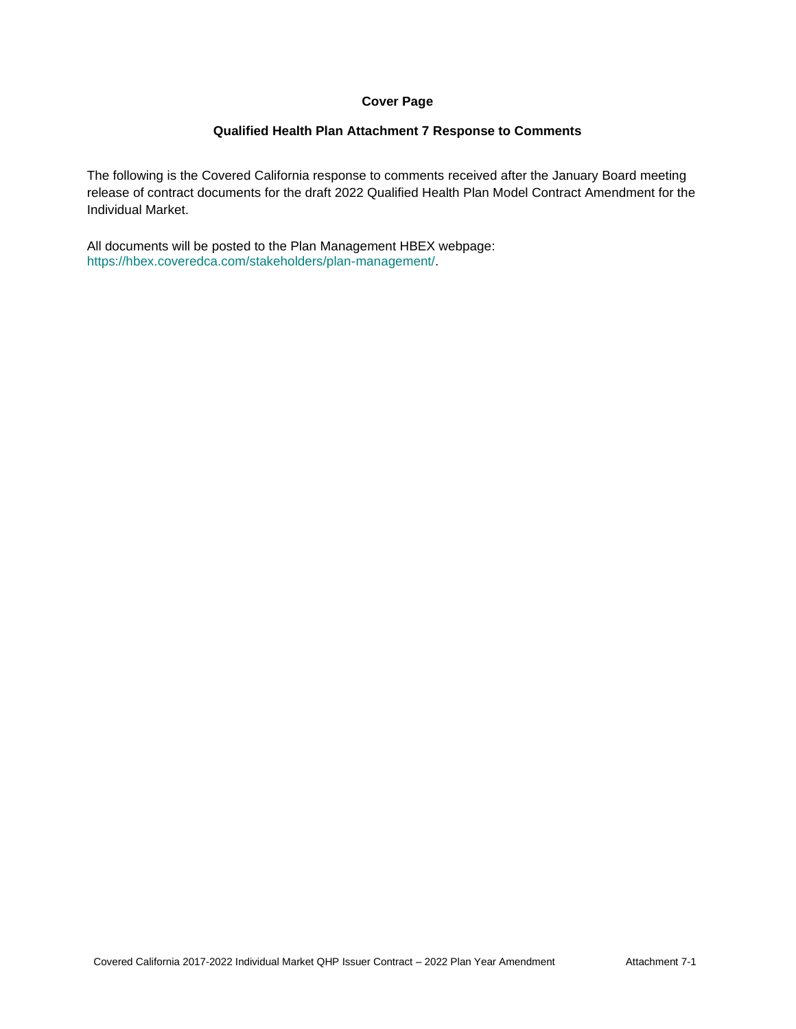**Cover Page**

**Qualified Health Plan Attachment 7 Response to Comments**

The following is the Covered California response to comments received after the January Board meeting release of contract documents for the draft 2022 Qualified Health Plan Model Contract Amendment for the Individual Market.

All documents will be posted to the Plan Management HBEX webpage: https://hbex.coveredca.com/stakeholders/plan-management/.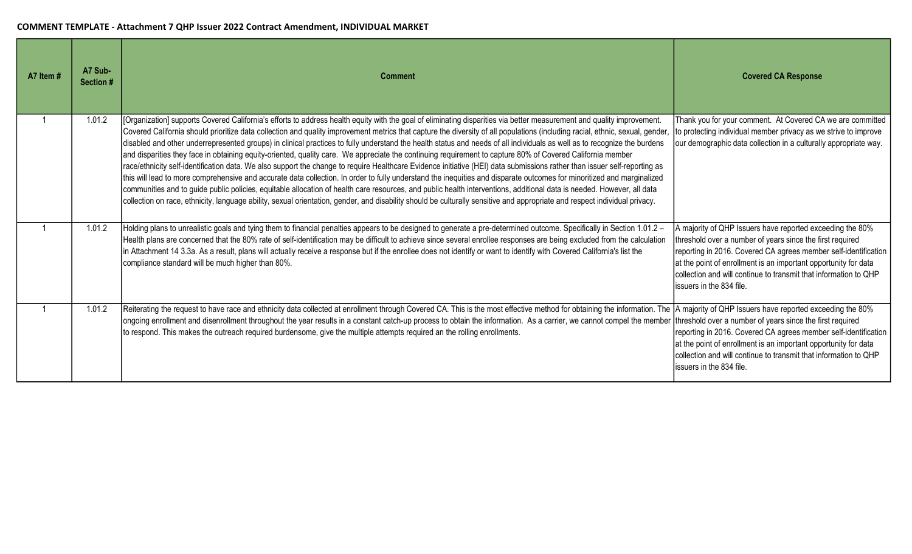**COMMENT TEMPLATE - Attachment 7 QHP Issuer 2022 Contract Amendment, INDIVIDUAL MARKET**

| A7 Item # | A7 Sub-Section # | Comment | Covered CA Response |
|---|---|---|---|
| 1 | 1.01.2 | [Organization] supports Covered California's efforts to address health equity with the goal of eliminating disparities via better measurement and quality improvement. Covered California should prioritize data collection and quality improvement metrics that capture the diversity of all populations (including racial, ethnic, sexual, gender, disabled and other underrepresented groups) in clinical practices to fully understand the health status and needs of all individuals as well as to recognize the burdens and disparities they face in obtaining equity-oriented, quality care. We appreciate the continuing requirement to capture 80% of Covered California member race/ethnicity self-identification data. We also support the change to require Healthcare Evidence initiative (HEI) data submissions rather than issuer self-reporting as this will lead to more comprehensive and accurate data collection. In order to fully understand the inequities and disparate outcomes for minoritized and marginalized communities and to guide public policies, equitable allocation of health care resources, and public health interventions, additional data is needed. However, all data collection on race, ethnicity, language ability, sexual orientation, gender, and disability should be culturally sensitive and appropriate and respect individual privacy. | Thank you for your comment. At Covered CA we are committed to protecting individual member privacy as we strive to improve our demographic data collection in a culturally appropriate way. |
| 1 | 1.01.2 | Holding plans to unrealistic goals and tying them to financial penalties appears to be designed to generate a pre-determined outcome. Specifically in Section 1.01.2 – Health plans are concerned that the 80% rate of self-identification may be difficult to achieve since several enrollee responses are being excluded from the calculation in Attachment 14 3.3a. As a result, plans will actually receive a response but if the enrollee does not identify or want to identify with Covered California's list the compliance standard will be much higher than 80%. | A majority of QHP Issuers have reported exceeding the 80% threshold over a number of years since the first required reporting in 2016. Covered CA agrees member self-identification at the point of enrollment is an important opportunity for data collection and will continue to transmit that information to QHP issuers in the 834 file. |
| 1 | 1.01.2 | Reiterating the request to have race and ethnicity data collected at enrollment through Covered CA. This is the most effective method for obtaining the information. The ongoing enrollment and disenrollment throughout the year results in a constant catch-up process to obtain the information. As a carrier, we cannot compel the member to respond. This makes the outreach required burdensome, give the multiple attempts required an the rolling enrollments. | A majority of QHP Issuers have reported exceeding the 80% threshold over a number of years since the first required reporting in 2016. Covered CA agrees member self-identification at the point of enrollment is an important opportunity for data collection and will continue to transmit that information to QHP issuers in the 834 file. |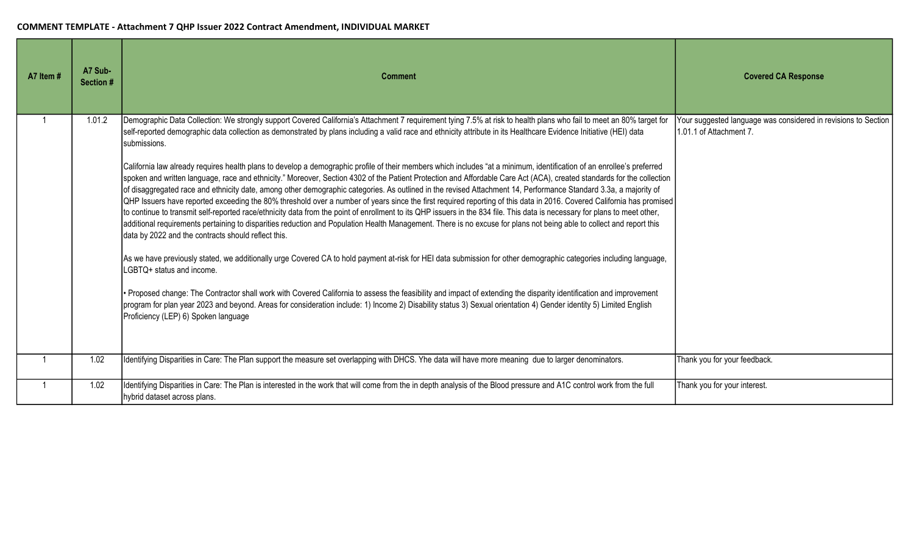**COMMENT TEMPLATE - Attachment 7 QHP Issuer 2022 Contract Amendment, INDIVIDUAL MARKET**

| A7 Item # | A7 Sub-Section # | Comment | Covered CA Response |
|---|---|---|---|
| 1 | 1.01.2 | Demographic Data Collection: We strongly support Covered California's Attachment 7 requirement tying 7.5% at risk to health plans who fail to meet an 80% target for self-reported demographic data collection as demonstrated by plans including a valid race and ethnicity attribute in its Healthcare Evidence Initiative (HEI) data submissions.<br><br>California law already requires health plans to develop a demographic profile of their members which includes "at a minimum, identification of an enrollee's preferred spoken and written language, race and ethnicity." Moreover, Section 4302 of the Patient Protection and Affordable Care Act (ACA), created standards for the collection of disaggregated race and ethnicity date, among other demographic categories. As outlined in the revised Attachment 14, Performance Standard 3.3a, a majority of QHP Issuers have reported exceeding the 80% threshold over a number of years since the first required reporting of this data in 2016. Covered California has promised to continue to transmit self-reported race/ethnicity data from the point of enrollment to its QHP issuers in the 834 file. This data is necessary for plans to meet other, additional requirements pertaining to disparities reduction and Population Health Management. There is no excuse for plans not being able to collect and report this data by 2022 and the contracts should reflect this.<br><br>As we have previously stated, we additionally urge Covered CA to hold payment at-risk for HEI data submission for other demographic categories including language, LGBTQ+ status and income.<br><br>• Proposed change: The Contractor shall work with Covered California to assess the feasibility and impact of extending the disparity identification and improvement program for plan year 2023 and beyond. Areas for consideration include: 1) Income 2) Disability status 3) Sexual orientation 4) Gender identity 5) Limited English Proficiency (LEP) 6) Spoken language | Your suggested language was considered in revisions to Section 1.01.1 of Attachment 7. |
| 1 | 1.02 | Identifying Disparities in Care: The Plan support the measure set overlapping with DHCS. Yhe data will have more meaning due to larger denominators. | Thank you for your feedback. |
| 1 | 1.02 | Identifying Disparities in Care: The Plan is interested in the work that will come from the in depth analysis of the Blood pressure and A1C control work from the full hybrid dataset across plans. | Thank you for your interest. |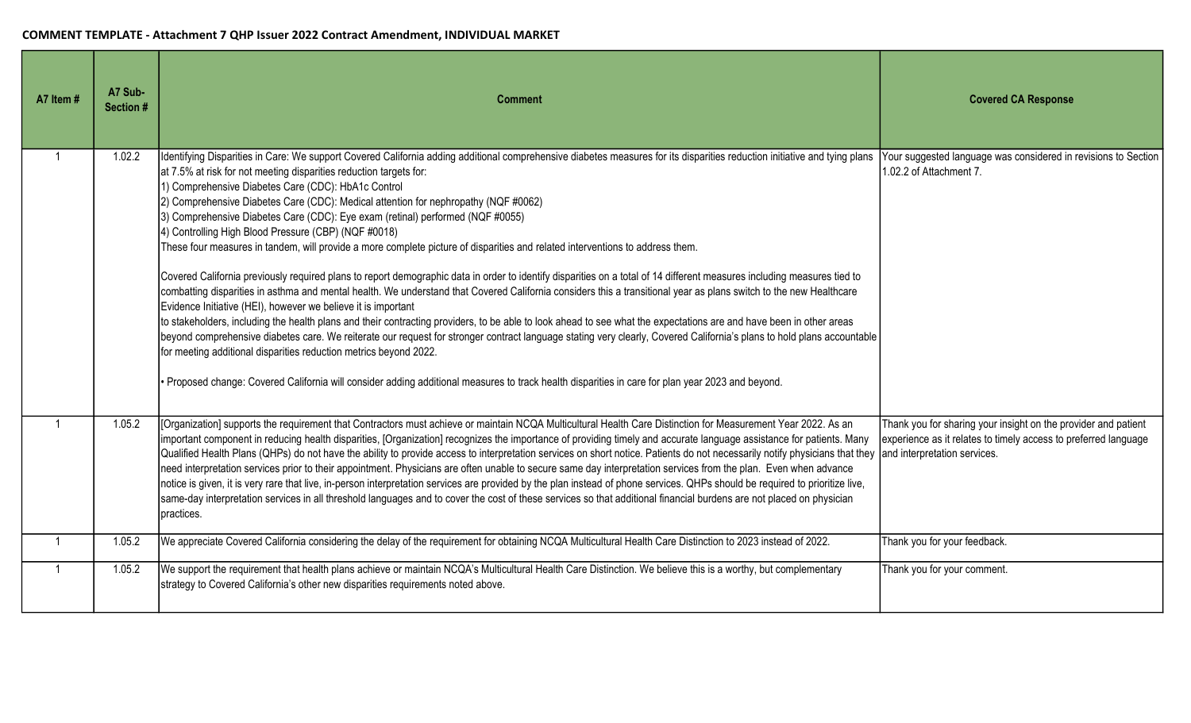**COMMENT TEMPLATE - Attachment 7 QHP Issuer 2022 Contract Amendment, INDIVIDUAL MARKET**

| A7 Item # | A7 Sub-Section # | Comment | Covered CA Response |
|---|---|---|---|
| 1 | 1.02.2 | Identifying Disparities in Care: We support Covered California adding additional comprehensive diabetes measures for its disparities reduction initiative and tying plans at 7.5% at risk for not meeting disparities reduction targets for:<br>1) Comprehensive Diabetes Care (CDC): HbA1c Control<br>2) Comprehensive Diabetes Care (CDC): Medical attention for nephropathy (NQF #0062)<br>3) Comprehensive Diabetes Care (CDC): Eye exam (retinal) performed (NQF #0055)<br>4) Controlling High Blood Pressure (CBP) (NQF #0018)<br>These four measures in tandem, will provide a more complete picture of disparities and related interventions to address them.<br><br>Covered California previously required plans to report demographic data in order to identify disparities on a total of 14 different measures including measures tied to combatting disparities in asthma and mental health. We understand that Covered California considers this a transitional year as plans switch to the new Healthcare Evidence Initiative (HEI), however we believe it is important to stakeholders, including the health plans and their contracting providers, to be able to look ahead to see what the expectations are and have been in other areas beyond comprehensive diabetes care. We reiterate our request for stronger contract language stating very clearly, Covered California's plans to hold plans accountable for meeting additional disparities reduction metrics beyond 2022.<br><br>• Proposed change: Covered California will consider adding additional measures to track health disparities in care for plan year 2023 and beyond. | Your suggested language was considered in revisions to Section 1.02.2 of Attachment 7. |
| 1 | 1.05.2 | [Organization] supports the requirement that Contractors must achieve or maintain NCQA Multicultural Health Care Distinction for Measurement Year 2022. As an important component in reducing health disparities, [Organization] recognizes the importance of providing timely and accurate language assistance for patients. Many Qualified Health Plans (QHPs) do not have the ability to provide access to interpretation services on short notice. Patients do not necessarily notify physicians that they need interpretation services prior to their appointment. Physicians are often unable to secure same day interpretation services from the plan. Even when advance notice is given, it is very rare that live, in-person interpretation services are provided by the plan instead of phone services. QHPs should be required to prioritize live, same-day interpretation services in all threshold languages and to cover the cost of these services so that additional financial burdens are not placed on physician practices. | Thank you for sharing your insight on the provider and patient experience as it relates to timely access to preferred language and interpretation services. |
| 1 | 1.05.2 | We appreciate Covered California considering the delay of the requirement for obtaining NCQA Multicultural Health Care Distinction to 2023 instead of 2022. | Thank you for your feedback. |
| 1 | 1.05.2 | We support the requirement that health plans achieve or maintain NCQA's Multicultural Health Care Distinction. We believe this is a worthy, but complementary strategy to Covered California's other new disparities requirements noted above. | Thank you for your comment. |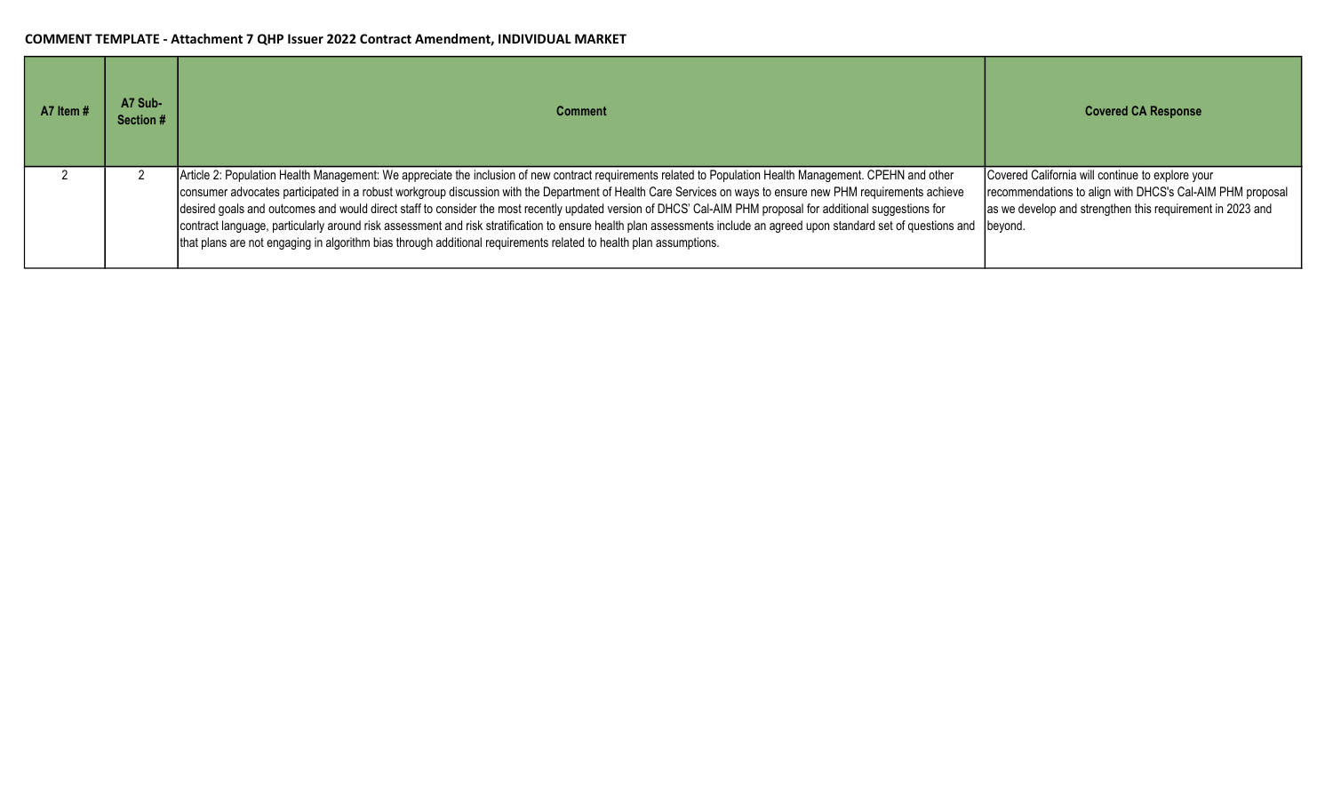**COMMENT TEMPLATE - Attachment 7 QHP Issuer 2022 Contract Amendment, INDIVIDUAL MARKET**

| A7 Item # | A7 Sub-Section # | Comment | Covered CA Response |
|---|---|---|---|
| 2 | 2 | Article 2: Population Health Management: We appreciate the inclusion of new contract requirements related to Population Health Management. CPEHN and other consumer advocates participated in a robust workgroup discussion with the Department of Health Care Services on ways to ensure new PHM requirements achieve desired goals and outcomes and would direct staff to consider the most recently updated version of DHCS' Cal-AIM PHM proposal for additional suggestions for contract language, particularly around risk assessment and risk stratification to ensure health plan assessments include an agreed upon standard set of questions and that plans are not engaging in algorithm bias through additional requirements related to health plan assumptions. | Covered California will continue to explore your recommendations to align with DHCS's Cal-AIM PHM proposal as we develop and strengthen this requirement in 2023 and beyond. |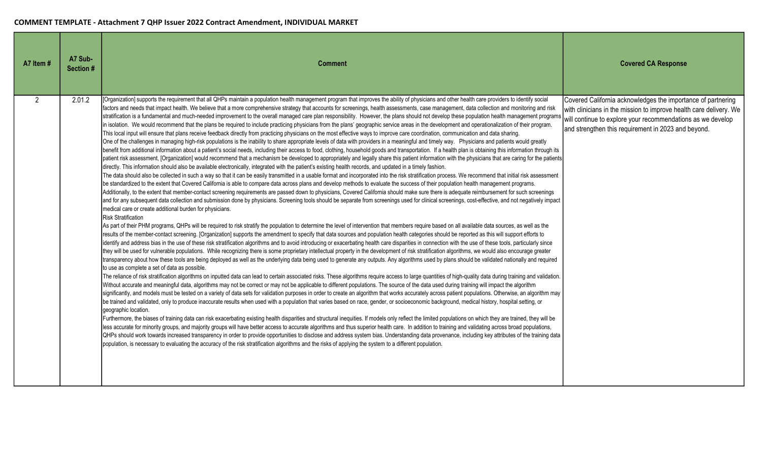**COMMENT TEMPLATE - Attachment 7 QHP Issuer 2022 Contract Amendment, INDIVIDUAL MARKET**

| A7 Item # | A7 Sub-Section # | Comment | Covered CA Response |
|---|---|---|---|
| 2 | 2.01.2 | [Organization] supports the requirement that all QHPs maintain a population health management program that improves the ability of physicians and other health care providers to identify social factors and needs that impact health. We believe that a more comprehensive strategy that accounts for screenings, health assessments, case management, data collection and monitoring and risk stratification is a fundamental and much-needed improvement to the overall managed care plan responsibility. However, the plans should not develop these population health management programs in isolation. We would recommend that the plans be required to include practicing physicians from the plans' geographic service areas in the development and operationalization of their program. This local input will ensure that plans receive feedback directly from practicing physicians on the most effective ways to improve care coordination, communication and data sharing.<br>One of the challenges in managing high-risk populations is the inability to share appropriate levels of data with providers in a meaningful and timely way. Physicians and patients would greatly benefit from additional information about a patient's social needs, including their access to food, clothing, household goods and transportation. If a health plan is obtaining this information through its patient risk assessment, [Organization] would recommend that a mechanism be developed to appropriately and legally share this patient information with the physicians that are caring for the patients directly. This information should also be available electronically, integrated with the patient's existing health records, and updated in a timely fashion.<br>The data should also be collected in such a way so that it can be easily transmitted in a usable format and incorporated into the risk stratification process. We recommend that initial risk assessment be standardized to the extent that Covered California is able to compare data across plans and develop methods to evaluate the success of their population health management programs.<br>Additionally, to the extent that member-contact screening requirements are passed down to physicians, Covered California should make sure there is adequate reimbursement for such screenings and for any subsequent data collection and submission done by physicians. Screening tools should be separate from screenings used for clinical screenings, cost-effective, and not negatively impact medical care or create additional burden for physicians.<br>Risk Stratification<br>As part of their PHM programs, QHPs will be required to risk stratify the population to determine the level of intervention that members require based on all available data sources, as well as the results of the member-contact screening. [Organization] supports the amendment to specify that data sources and population health categories should be reported as this will support efforts to identify and address bias in the use of these risk stratification algorithms and to avoid introducing or exacerbating health care disparities in connection with the use of these tools, particularly since they will be used for vulnerable populations. While recognizing there is some proprietary intellectual property in the development of risk stratification algorithms, we would also encourage greater transparency about how these tools are being deployed as well as the underlying data being used to generate any outputs. Any algorithms used by plans should be validated nationally and required to use as complete a set of data as possible.<br>The reliance of risk stratification algorithms on inputted data can lead to certain associated risks. These algorithms require access to large quantities of high-quality data during training and validation. Without accurate and meaningful data, algorithms may not be correct or may not be applicable to different populations. The source of the data used during training will impact the algorithm significantly, and models must be tested on a variety of data sets for validation purposes in order to create an algorithm that works accurately across patient populations. Otherwise, an algorithm may be trained and validated, only to produce inaccurate results when used with a population that varies based on race, gender, or socioeconomic background, medical history, hospital setting, or geographic location.<br>Furthermore, the biases of training data can risk exacerbating existing health disparities and structural inequities. If models only reflect the limited populations on which they are trained, they will be less accurate for minority groups, and majority groups will have better access to accurate algorithms and thus superior health care. In addition to training and validating across broad populations, QHPs should work towards increased transparency in order to provide opportunities to disclose and address system bias. Understanding data provenance, including key attributes of the training data population, is necessary to evaluating the accuracy of the risk stratification algorithms and the risks of applying the system to a different population. | Covered California acknowledges the importance of partnering with clinicians in the mission to improve health care delivery. We will continue to explore your recommendations as we develop and strengthen this requirement in 2023 and beyond. |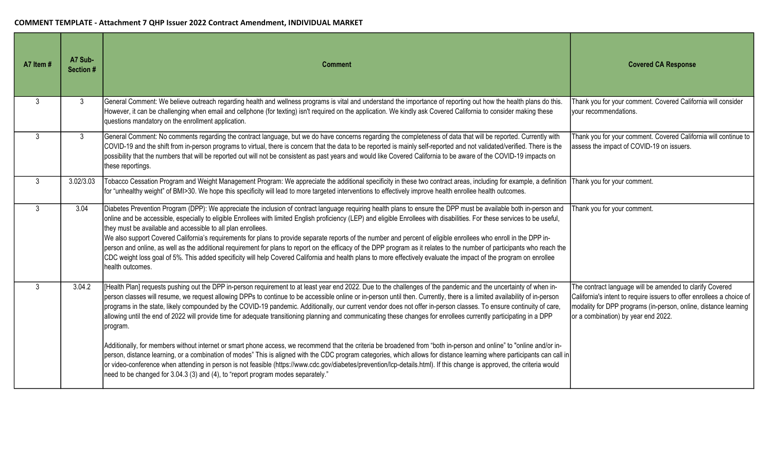**COMMENT TEMPLATE - Attachment 7 QHP Issuer 2022 Contract Amendment, INDIVIDUAL MARKET**

| A7 Item # | A7 Sub-Section # | Comment | Covered CA Response |
|---|---|---|---|
| 3 | 3 | General Comment: We believe outreach regarding health and wellness programs is vital and understand the importance of reporting out how the health plans do this. However, it can be challenging when email and cellphone (for texting) isn't required on the application. We kindly ask Covered California to consider making these questions mandatory on the enrollment application. | Thank you for your comment. Covered California will consider your recommendations. |
| 3 | 3 | General Comment: No comments regarding the contract language, but we do have concerns regarding the completeness of data that will be reported. Currently with COVID-19 and the shift from in-person programs to virtual, there is concern that the data to be reported is mainly self-reported and not validated/verified. There is the possibility that the numbers that will be reported out will not be consistent as past years and would like Covered California to be aware of the COVID-19 impacts on these reportings. | Thank you for your comment. Covered California will continue to assess the impact of COVID-19 on issuers. |
| 3 | 3.02/3.03 | Tobacco Cessation Program and Weight Management Program: We appreciate the additional specificity in these two contract areas, including for example, a definition for "unhealthy weight" of BMI>30. We hope this specificity will lead to more targeted interventions to effectively improve health enrollee health outcomes. | Thank you for your comment. |
| 3 | 3.04 | Diabetes Prevention Program (DPP): We appreciate the inclusion of contract language requiring health plans to ensure the DPP must be available both in-person and online and be accessible, especially to eligible Enrollees with limited English proficiency (LEP) and eligible Enrollees with disabilities. For these services to be useful, they must be available and accessible to all plan enrollees.<br>We also support Covered California's requirements for plans to provide separate reports of the number and percent of eligible enrollees who enroll in the DPP in-person and online, as well as the additional requirement for plans to report on the efficacy of the DPP program as it relates to the number of participants who reach the CDC weight loss goal of 5%. This added specificity will help Covered California and health plans to more effectively evaluate the impact of the program on enrollee health outcomes. | Thank you for your comment. |
| 3 | 3.04.2 | [Health Plan] requests pushing out the DPP in-person requirement to at least year end 2022. Due to the challenges of the pandemic and the uncertainty of when in-person classes will resume, we request allowing DPPs to continue to be accessible online or in-person until then. Currently, there is a limited availability of in-person programs in the state, likely compounded by the COVID-19 pandemic. Additionally, our current vendor does not offer in-person classes. To ensure continuity of care, allowing until the end of 2022 will provide time for adequate transitioning planning and communicating these changes for enrollees currently participating in a DPP program.<br><br>Additionally, for members without internet or smart phone access, we recommend that the criteria be broadened from "both in-person and online" to "online and/or in-person, distance learning, or a combination of modes" This is aligned with the CDC program categories, which allows for distance learning where participants can call in or video-conference when attending in person is not feasible (https://www.cdc.gov/diabetes/prevention/lcp-details.html). If this change is approved, the criteria would need to be changed for 3.04.3 (3) and (4), to "report program modes separately." | The contract language will be amended to clarify Covered California's intent to require issuers to offer enrollees a choice of modality for DPP programs (in-person, online, distance learning or a combination) by year end 2022. |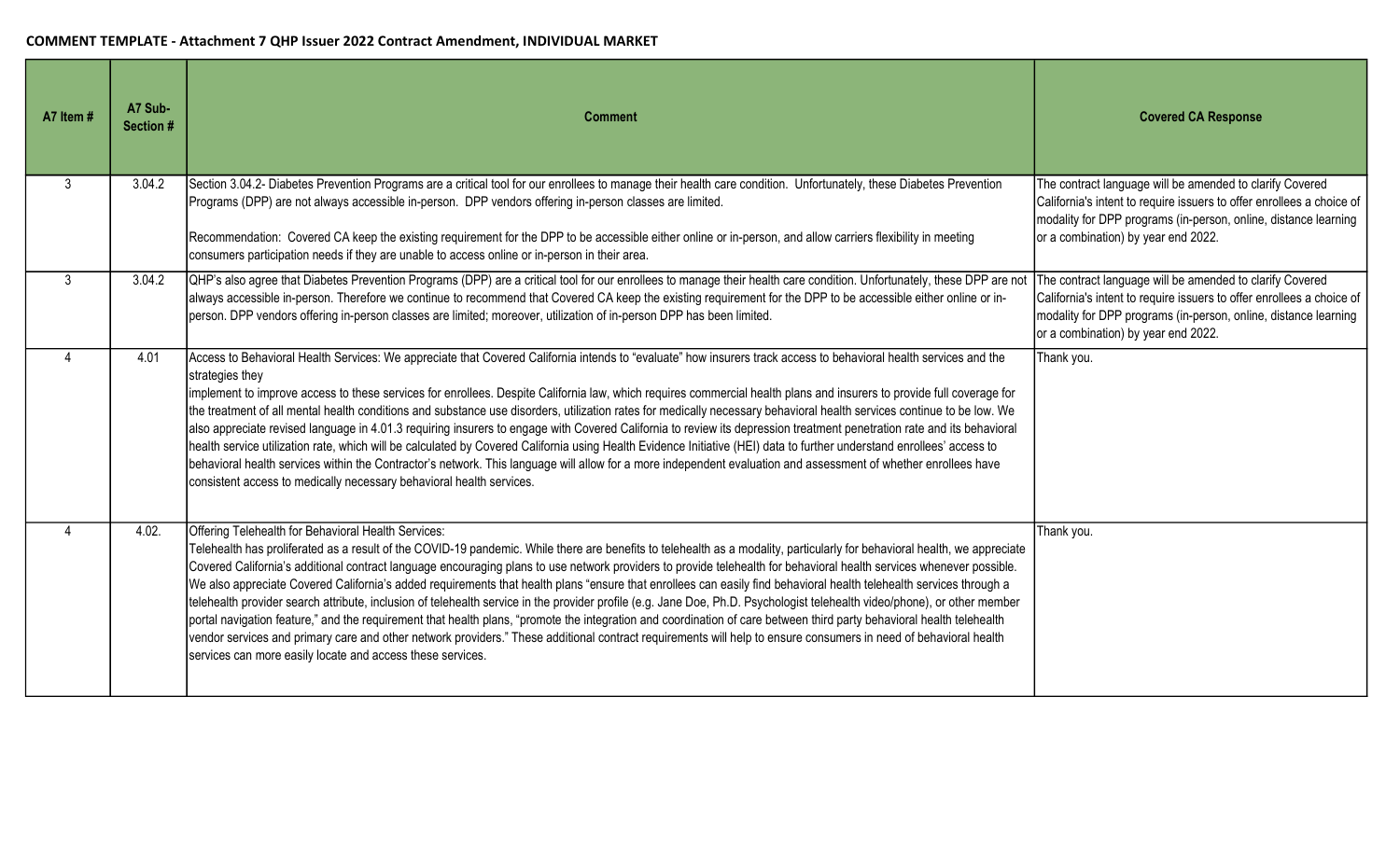**COMMENT TEMPLATE - Attachment 7 QHP Issuer 2022 Contract Amendment, INDIVIDUAL MARKET**

| A7 Item # | A7 Sub-Section # | Comment | Covered CA Response |
|---|---|---|---|
| 3 | 3.04.2 | Section 3.04.2- Diabetes Prevention Programs are a critical tool for our enrollees to manage their health care condition. Unfortunately, these Diabetes Prevention Programs (DPP) are not always accessible in-person. DPP vendors offering in-person classes are limited.<br><br>Recommendation: Covered CA keep the existing requirement for the DPP to be accessible either online or in-person, and allow carriers flexibility in meeting consumers participation needs if they are unable to access online or in-person in their area. | The contract language will be amended to clarify Covered California's intent to require issuers to offer enrollees a choice of modality for DPP programs (in-person, online, distance learning or a combination) by year end 2022. |
| 3 | 3.04.2 | QHP's also agree that Diabetes Prevention Programs (DPP) are a critical tool for our enrollees to manage their health care condition. Unfortunately, these DPP are not always accessible in-person. Therefore we continue to recommend that Covered CA keep the existing requirement for the DPP to be accessible either online or in-person. DPP vendors offering in-person classes are limited; moreover, utilization of in-person DPP has been limited. | The contract language will be amended to clarify Covered California's intent to require issuers to offer enrollees a choice of modality for DPP programs (in-person, online, distance learning or a combination) by year end 2022. |
| 4 | 4.01 | Access to Behavioral Health Services: We appreciate that Covered California intends to "evaluate" how insurers track access to behavioral health services and the strategies they<br>implement to improve access to these services for enrollees. Despite California law, which requires commercial health plans and insurers to provide full coverage for the treatment of all mental health conditions and substance use disorders, utilization rates for medically necessary behavioral health services continue to be low. We also appreciate revised language in 4.01.3 requiring insurers to engage with Covered California to review its depression treatment penetration rate and its behavioral health service utilization rate, which will be calculated by Covered California using Health Evidence Initiative (HEI) data to further understand enrollees' access to behavioral health services within the Contractor's network. This language will allow for a more independent evaluation and assessment of whether enrollees have consistent access to medically necessary behavioral health services. | Thank you. |
| 4 | 4.02. | Offering Telehealth for Behavioral Health Services:<br>Telehealth has proliferated as a result of the COVID-19 pandemic. While there are benefits to telehealth as a modality, particularly for behavioral health, we appreciate Covered California's additional contract language encouraging plans to use network providers to provide telehealth for behavioral health services whenever possible. We also appreciate Covered California's added requirements that health plans "ensure that enrollees can easily find behavioral health telehealth services through a telehealth provider search attribute, inclusion of telehealth service in the provider profile (e.g. Jane Doe, Ph.D. Psychologist telehealth video/phone), or other member portal navigation feature," and the requirement that health plans, "promote the integration and coordination of care between third party behavioral health telehealth vendor services and primary care and other network providers." These additional contract requirements will help to ensure consumers in need of behavioral health services can more easily locate and access these services. | Thank you. |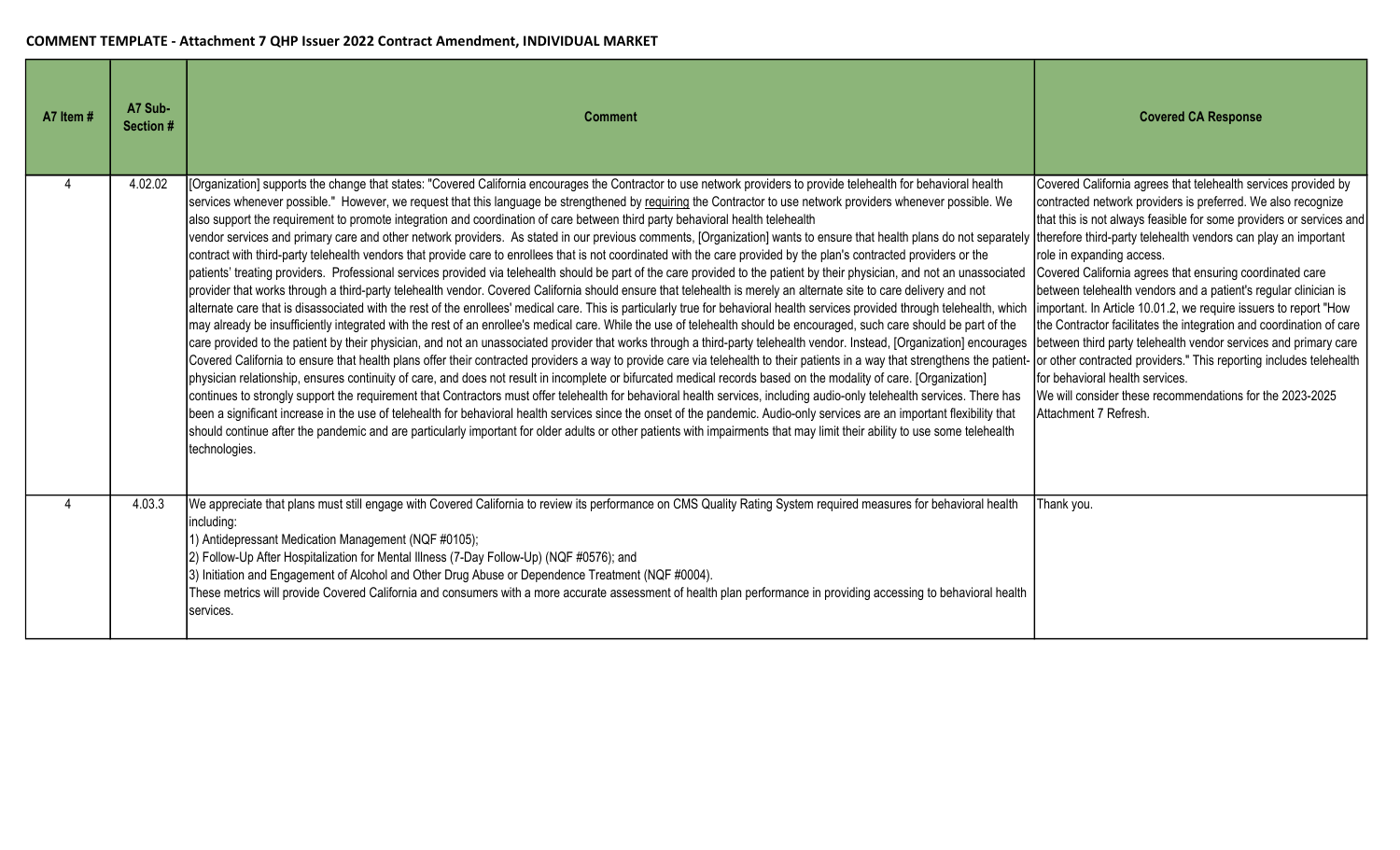**COMMENT TEMPLATE - Attachment 7 QHP Issuer 2022 Contract Amendment, INDIVIDUAL MARKET**

| A7 Item # | A7 Sub-Section # | Comment | Covered CA Response |
|---|---|---|---|
| 4 | 4.02.02 | [Organization] supports the change that states: "Covered California encourages the Contractor to use network providers to provide telehealth for behavioral health services whenever possible." However, we request that this language be strengthened by requiring the Contractor to use network providers whenever possible. We also support the requirement to promote integration and coordination of care between third party behavioral health telehealth vendor services and primary care and other network providers. As stated in our previous comments, [Organization] wants to ensure that health plans do not separately contract with third-party telehealth vendors that provide care to enrollees that is not coordinated with the care provided by the plan's contracted providers or the patients' treating providers. Professional services provided via telehealth should be part of the care provided to the patient by their physician, and not an unassociated provider that works through a third-party telehealth vendor. Covered California should ensure that telehealth is merely an alternate site to care delivery and not alternate care that is disassociated with the rest of the enrollees' medical care. This is particularly true for behavioral health services provided through telehealth, which may already be insufficiently integrated with the rest of an enrollee's medical care. While the use of telehealth should be encouraged, such care should be part of the care provided to the patient by their physician, and not an unassociated provider that works through a third-party telehealth vendor. Instead, [Organization] encourages Covered California to ensure that health plans offer their contracted providers a way to provide care via telehealth to their patients in a way that strengthens the patient-physician relationship, ensures continuity of care, and does not result in incomplete or bifurcated medical records based on the modality of care. [Organization] continues to strongly support the requirement that Contractors must offer telehealth for behavioral health services, including audio-only telehealth services. There has been a significant increase in the use of telehealth for behavioral health services since the onset of the pandemic. Audio-only services are an important flexibility that should continue after the pandemic and are particularly important for older adults or other patients with impairments that may limit their ability to use some telehealth technologies. | Covered California agrees that telehealth services provided by contracted network providers is preferred. We also recognize that this is not always feasible for some providers or services and therefore third-party telehealth vendors can play an important role in expanding access.<br>Covered California agrees that ensuring coordinated care between telehealth vendors and a patient's regular clinician is important. In Article 10.01.2, we require issuers to report "How the Contractor facilitates the integration and coordination of care between third party telehealth vendor services and primary care or other contracted providers." This reporting includes telehealth for behavioral health services.<br>We will consider these recommendations for the 2023-2025 Attachment 7 Refresh. |
| 4 | 4.03.3 | We appreciate that plans must still engage with Covered California to review its performance on CMS Quality Rating System required measures for behavioral health including:<br>1) Antidepressant Medication Management (NQF #0105);<br>2) Follow-Up After Hospitalization for Mental Illness (7-Day Follow-Up) (NQF #0576); and<br>3) Initiation and Engagement of Alcohol and Other Drug Abuse or Dependence Treatment (NQF #0004).<br>These metrics will provide Covered California and consumers with a more accurate assessment of health plan performance in providing accessing to behavioral health services. | Thank you. |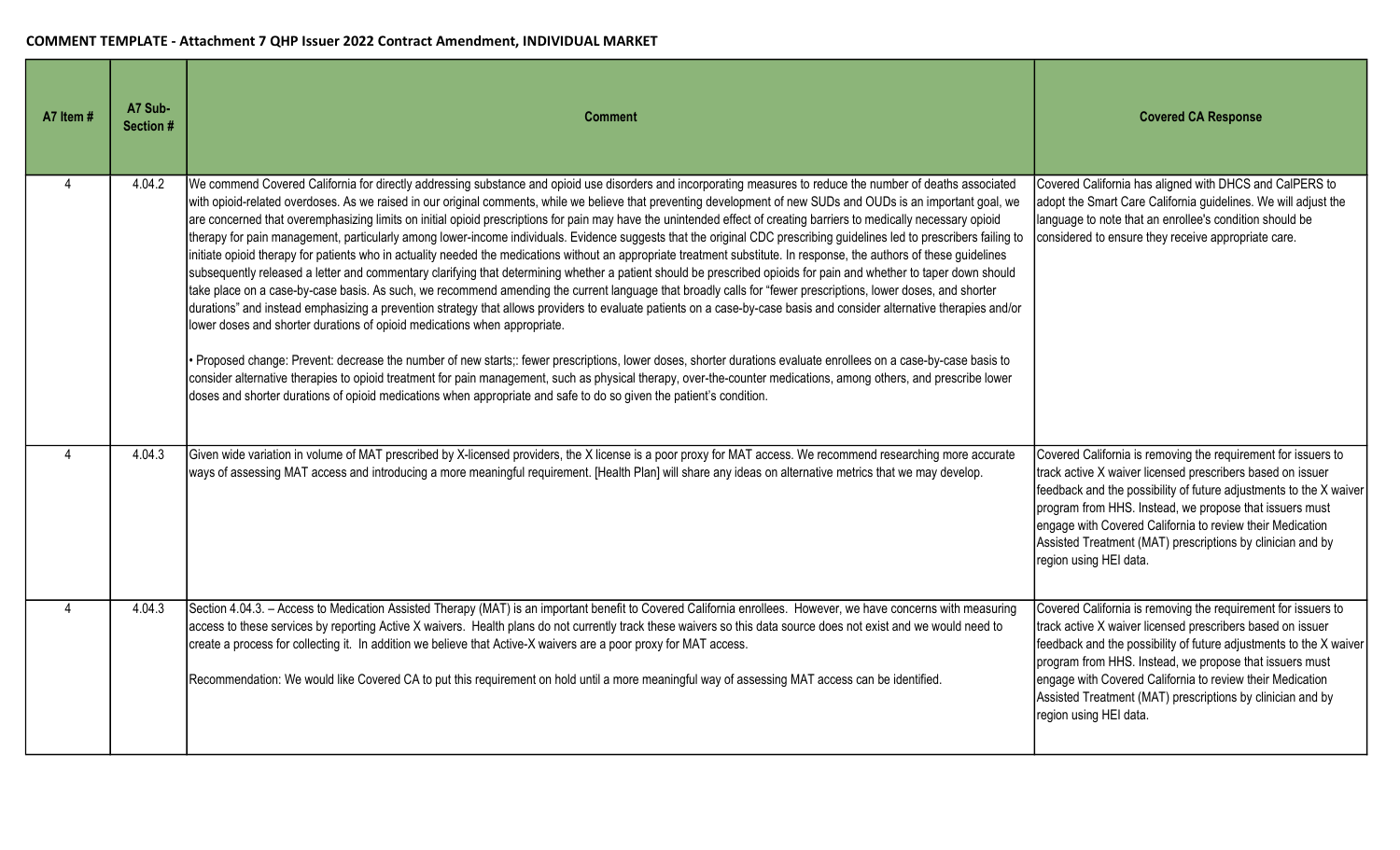**COMMENT TEMPLATE - Attachment 7 QHP Issuer 2022 Contract Amendment, INDIVIDUAL MARKET**

| A7 Item # | A7 Sub-Section # | Comment | Covered CA Response |
|---|---|---|---|
| 4 | 4.04.2 | We commend Covered California for directly addressing substance and opioid use disorders and incorporating measures to reduce the number of deaths associated with opioid-related overdoses. As we raised in our original comments, while we believe that preventing development of new SUDs and OUDs is an important goal, we are concerned that overemphasizing limits on initial opioid prescriptions for pain may have the unintended effect of creating barriers to medically necessary opioid therapy for pain management, particularly among lower-income individuals. Evidence suggests that the original CDC prescribing guidelines led to prescribers failing to initiate opioid therapy for patients who in actuality needed the medications without an appropriate treatment substitute. In response, the authors of these guidelines subsequently released a letter and commentary clarifying that determining whether a patient should be prescribed opioids for pain and whether to taper down should take place on a case-by-case basis. As such, we recommend amending the current language that broadly calls for "fewer prescriptions, lower doses, and shorter durations" and instead emphasizing a prevention strategy that allows providers to evaluate patients on a case-by-case basis and consider alternative therapies and/or lower doses and shorter durations of opioid medications when appropriate.<br><br>• Proposed change: Prevent: decrease the number of new starts;: fewer prescriptions, lower doses, shorter durations evaluate enrollees on a case-by-case basis to consider alternative therapies to opioid treatment for pain management, such as physical therapy, over-the-counter medications, among others, and prescribe lower doses and shorter durations of opioid medications when appropriate and safe to do so given the patient's condition. | Covered California has aligned with DHCS and CalPERS to adopt the Smart Care California guidelines. We will adjust the language to note that an enrollee's condition should be considered to ensure they receive appropriate care. |
| 4 | 4.04.3 | Given wide variation in volume of MAT prescribed by X-licensed providers, the X license is a poor proxy for MAT access. We recommend researching more accurate ways of assessing MAT access and introducing a more meaningful requirement. [Health Plan] will share any ideas on alternative metrics that we may develop. | Covered California is removing the requirement for issuers to track active X waiver licensed prescribers based on issuer feedback and the possibility of future adjustments to the X waiver program from HHS. Instead, we propose that issuers must engage with Covered California to review their Medication Assisted Treatment (MAT) prescriptions by clinician and by region using HEI data. |
| 4 | 4.04.3 | Section 4.04.3. – Access to Medication Assisted Therapy (MAT) is an important benefit to Covered California enrollees. However, we have concerns with measuring access to these services by reporting Active X waivers. Health plans do not currently track these waivers so this data source does not exist and we would need to create a process for collecting it. In addition we believe that Active-X waivers are a poor proxy for MAT access.<br><br>Recommendation: We would like Covered CA to put this requirement on hold until a more meaningful way of assessing MAT access can be identified. | Covered California is removing the requirement for issuers to track active X waiver licensed prescribers based on issuer feedback and the possibility of future adjustments to the X waiver program from HHS. Instead, we propose that issuers must engage with Covered California to review their Medication Assisted Treatment (MAT) prescriptions by clinician and by region using HEI data. |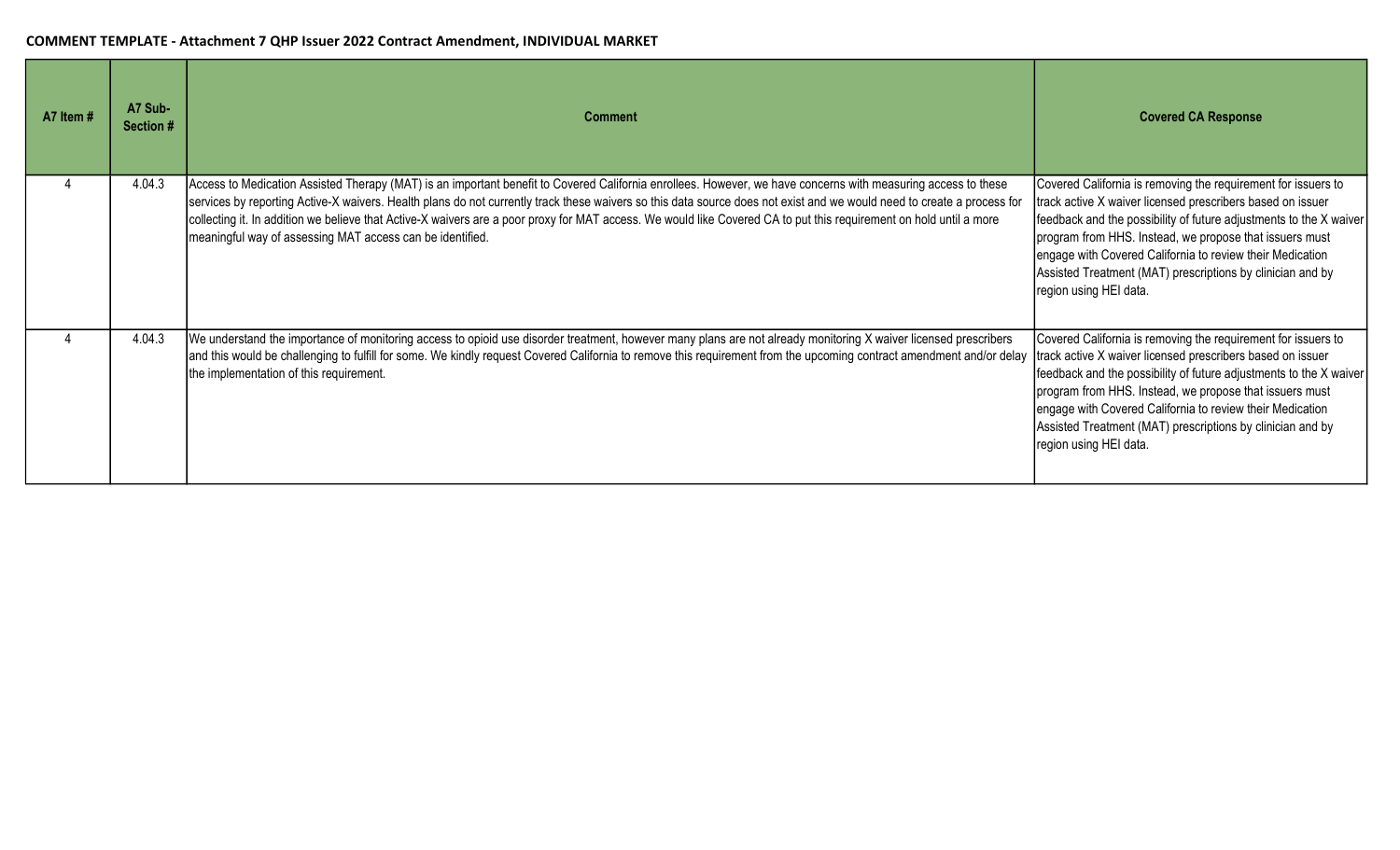**COMMENT TEMPLATE - Attachment 7 QHP Issuer 2022 Contract Amendment, INDIVIDUAL MARKET**

| A7 Item # | A7 Sub-Section # | Comment | Covered CA Response |
|---|---|---|---|
| 4 | 4.04.3 | Access to Medication Assisted Therapy (MAT) is an important benefit to Covered California enrollees. However, we have concerns with measuring access to these services by reporting Active-X waivers. Health plans do not currently track these waivers so this data source does not exist and we would need to create a process for collecting it. In addition we believe that Active-X waivers are a poor proxy for MAT access. We would like Covered CA to put this requirement on hold until a more meaningful way of assessing MAT access can be identified. | Covered California is removing the requirement for issuers to track active X waiver licensed prescribers based on issuer feedback and the possibility of future adjustments to the X waiver program from HHS. Instead, we propose that issuers must engage with Covered California to review their Medication Assisted Treatment (MAT) prescriptions by clinician and by region using HEI data. |
| 4 | 4.04.3 | We understand the importance of monitoring access to opioid use disorder treatment, however many plans are not already monitoring X waiver licensed prescribers and this would be challenging to fulfill for some. We kindly request Covered California to remove this requirement from the upcoming contract amendment and/or delay the implementation of this requirement. | Covered California is removing the requirement for issuers to track active X waiver licensed prescribers based on issuer feedback and the possibility of future adjustments to the X waiver program from HHS. Instead, we propose that issuers must engage with Covered California to review their Medication Assisted Treatment (MAT) prescriptions by clinician and by region using HEI data. |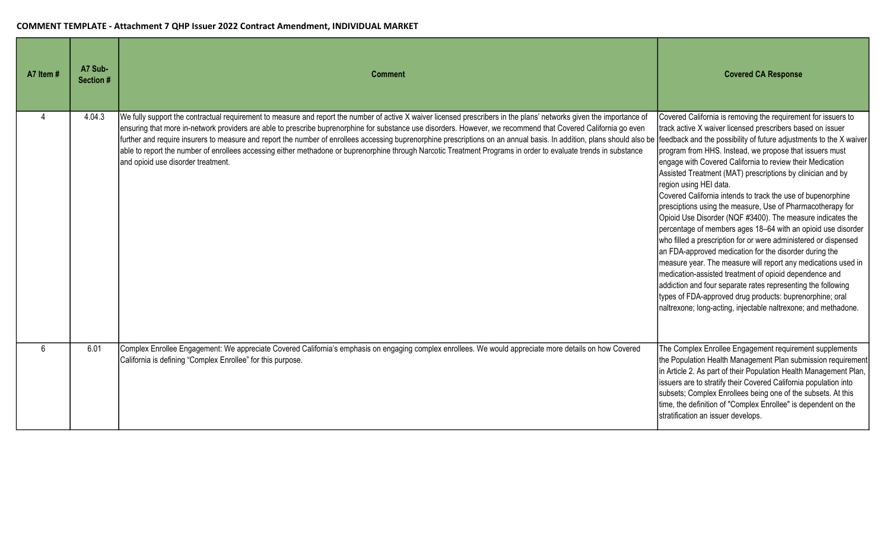**COMMENT TEMPLATE - Attachment 7 QHP Issuer 2022 Contract Amendment, INDIVIDUAL MARKET**

| A7 Item # | A7 Sub-Section # | Comment | Covered CA Response |
|---|---|---|---|
| 4 | 4.04.3 | We fully support the contractual requirement to measure and report the number of active X waiver licensed prescribers in the plans' networks given the importance of ensuring that more in-network providers are able to prescribe buprenorphine for substance use disorders. However, we recommend that Covered California go even further and require insurers to measure and report the number of enrollees accessing buprenorphine prescriptions on an annual basis. In addition, plans should also be able to report the number of enrollees accessing either methadone or buprenorphine through Narcotic Treatment Programs in order to evaluate trends in substance and opioid use disorder treatment. | Covered California is removing the requirement for issuers to track active X waiver licensed prescribers based on issuer feedback and the possibility of future adjustments to the X waiver program from HHS. Instead, we propose that issuers must engage with Covered California to review their Medication Assisted Treatment (MAT) prescriptions by clinician and by region using HEI data.<br>Covered California intends to track the use of bupenorphine presciptions using the measure, Use of Pharmacotherapy for Opioid Use Disorder (NQF #3400). The measure indicates the percentage of members ages 18–64 with an opioid use disorder who filled a prescription for or were administered or dispensed an FDA-approved medication for the disorder during the measure year. The measure will report any medications used in medication-assisted treatment of opioid dependence and addiction and four separate rates representing the following types of FDA-approved drug products: buprenorphine; oral naltrexone; long-acting, injectable naltrexone; and methadone. |
| 6 | 6.01 | Complex Enrollee Engagement: We appreciate Covered California's emphasis on engaging complex enrollees. We would appreciate more details on how Covered California is defining "Complex Enrollee" for this purpose. | The Complex Enrollee Engagement requirement supplements the Population Health Management Plan submission requirement in Article 2. As part of their Population Health Management Plan, issuers are to stratify their Covered California population into subsets; Complex Enrollees being one of the subsets. At this time, the definition of "Complex Enrollee" is dependent on the stratification an issuer develops. |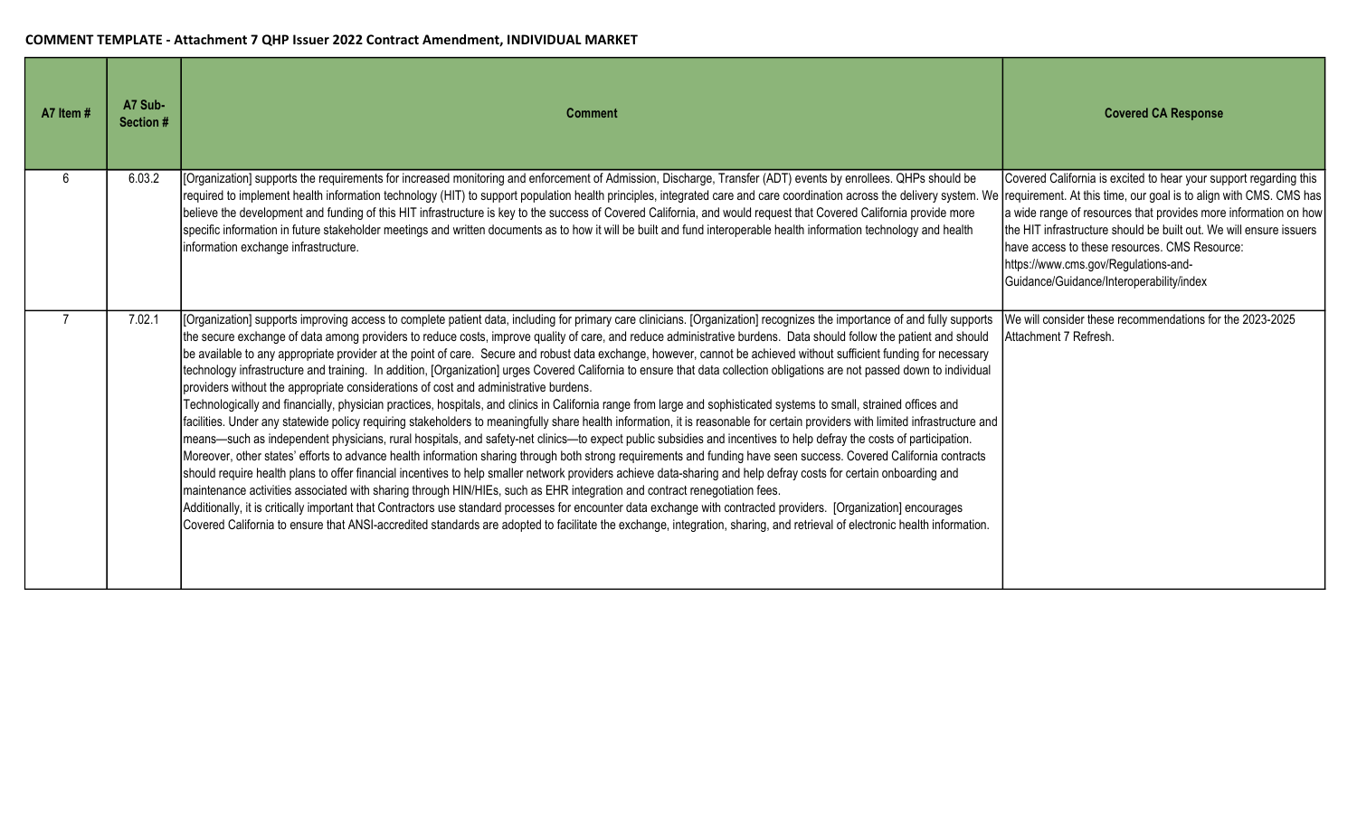**COMMENT TEMPLATE - Attachment 7 QHP Issuer 2022 Contract Amendment, INDIVIDUAL MARKET**

| A7 Item # | A7 Sub-Section # | Comment | Covered CA Response |
| --- | --- | --- | --- |
| 6 | 6.03.2 | [Organization] supports the requirements for increased monitoring and enforcement of Admission, Discharge, Transfer (ADT) events by enrollees. QHPs should be required to implement health information technology (HIT) to support population health principles, integrated care and care coordination across the delivery system. We believe the development and funding of this HIT infrastructure is key to the success of Covered California, and would request that Covered California provide more specific information in future stakeholder meetings and written documents as to how it will be built and fund interoperable health information technology and health information exchange infrastructure. | Covered California is excited to hear your support regarding this requirement. At this time, our goal is to align with CMS. CMS has a wide range of resources that provides more information on how the HIT infrastructure should be built out. We will ensure issuers have access to these resources. CMS Resource: https://www.cms.gov/Regulations-and-Guidance/Guidance/Interoperability/index |
| 7 | 7.02.1 | [Organization] supports improving access to complete patient data, including for primary care clinicians. [Organization] recognizes the importance of and fully supports the secure exchange of data among providers to reduce costs, improve quality of care, and reduce administrative burdens. Data should follow the patient and should be available to any appropriate provider at the point of care. Secure and robust data exchange, however, cannot be achieved without sufficient funding for necessary technology infrastructure and training. In addition, [Organization] urges Covered California to ensure that data collection obligations are not passed down to individual providers without the appropriate considerations of cost and administrative burdens.<br>Technologically and financially, physician practices, hospitals, and clinics in California range from large and sophisticated systems to small, strained offices and facilities. Under any statewide policy requiring stakeholders to meaningfully share health information, it is reasonable for certain providers with limited infrastructure and means—such as independent physicians, rural hospitals, and safety-net clinics—to expect public subsidies and incentives to help defray the costs of participation. Moreover, other states' efforts to advance health information sharing through both strong requirements and funding have seen success. Covered California contracts should require health plans to offer financial incentives to help smaller network providers achieve data-sharing and help defray costs for certain onboarding and maintenance activities associated with sharing through HIN/HIEs, such as EHR integration and contract renegotiation fees.<br>Additionally, it is critically important that Contractors use standard processes for encounter data exchange with contracted providers. [Organization] encourages Covered California to ensure that ANSI-accredited standards are adopted to facilitate the exchange, integration, sharing, and retrieval of electronic health information. | We will consider these recommendations for the 2023-2025 Attachment 7 Refresh. |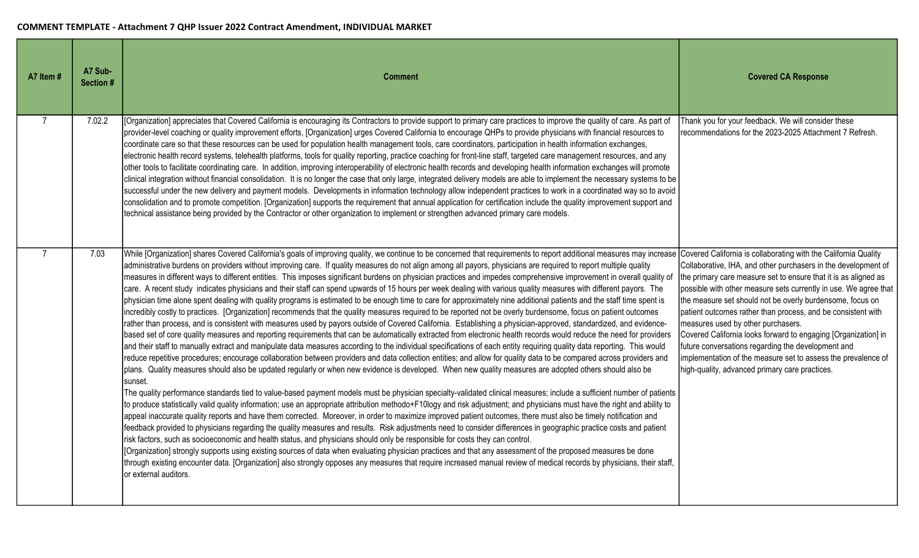**COMMENT TEMPLATE - Attachment 7 QHP Issuer 2022 Contract Amendment, INDIVIDUAL MARKET**

| A7 Item # | A7 Sub-Section # | Comment | Covered CA Response |
|---|---|---|---|
| 7 | 7.02.2 | [Organization] appreciates that Covered California is encouraging its Contractors to provide support to primary care practices to improve the quality of care. As part of provider-level coaching or quality improvement efforts, [Organization] urges Covered California to encourage QHPs to provide physicians with financial resources to coordinate care so that these resources can be used for population health management tools, care coordinators, participation in health information exchanges, electronic health record systems, telehealth platforms, tools for quality reporting, practice coaching for front-line staff, targeted care management resources, and any other tools to facilitate coordinating care. In addition, improving interoperability of electronic health records and developing health information exchanges will promote clinical integration without financial consolidation. It is no longer the case that only large, integrated delivery models are able to implement the necessary systems to be successful under the new delivery and payment models. Developments in information technology allow independent practices to work in a coordinated way so to avoid consolidation and to promote competition. [Organization] supports the requirement that annual application for certification include the quality improvement support and technical assistance being provided by the Contractor or other organization to implement or strengthen advanced primary care models. | Thank you for your feedback. We will consider these recommendations for the 2023-2025 Attachment 7 Refresh. |
| 7 | 7.03 | While [Organization] shares Covered California's goals of improving quality, we continue to be concerned that requirements to report additional measures may increase administrative burdens on providers without improving care. If quality measures do not align among all payors, physicians are required to report multiple quality measures in different ways to different entities. This imposes significant burdens on physician practices and impedes comprehensive improvement in overall quality of care. A recent study indicates physicians and their staff can spend upwards of 15 hours per week dealing with various quality measures with different payors. The physician time alone spent dealing with quality programs is estimated to be enough time to care for approximately nine additional patients and the staff time spent is incredibly costly to practices. [Organization] recommends that the quality measures required to be reported not be overly burdensome, focus on patient outcomes rather than process, and is consistent with measures used by payors outside of Covered California. Establishing a physician-approved, standardized, and evidence-based set of core quality measures and reporting requirements that can be automatically extracted from electronic health records would reduce the need for providers and their staff to manually extract and manipulate data measures according to the individual specifications of each entity requiring quality data reporting. This would reduce repetitive procedures; encourage collaboration between providers and data collection entities; and allow for quality data to be compared across providers and plans. Quality measures should also be updated regularly or when new evidence is developed. When new quality measures are adopted others should also be sunset.<br>The quality performance standards tied to value-based payment models must be physician specialty-validated clinical measures; include a sufficient number of patients to produce statistically valid quality information; use an appropriate attribution methodo+F10logy and risk adjustment; and physicians must have the right and ability to appeal inaccurate quality reports and have them corrected. Moreover, in order to maximize improved patient outcomes, there must also be timely notification and feedback provided to physicians regarding the quality measures and results. Risk adjustments need to consider differences in geographic practice costs and patient risk factors, such as socioeconomic and health status, and physicians should only be responsible for costs they can control.<br>[Organization] strongly supports using existing sources of data when evaluating physician practices and that any assessment of the proposed measures be done through existing encounter data. [Organization] also strongly opposes any measures that require increased manual review of medical records by physicians, their staff, or external auditors. | Covered California is collaborating with the California Quality Collaborative, IHA, and other purchasers in the development of the primary care measure set to ensure that it is as aligned as possible with other measure sets currently in use. We agree that the measure set should not be overly burdensome, focus on patient outcomes rather than process, and be consistent with measures used by other purchasers.<br>Covered California looks forward to engaging [Organization] in future conversations regarding the development and implementation of the measure set to assess the prevalence of high-quality, advanced primary care practices. |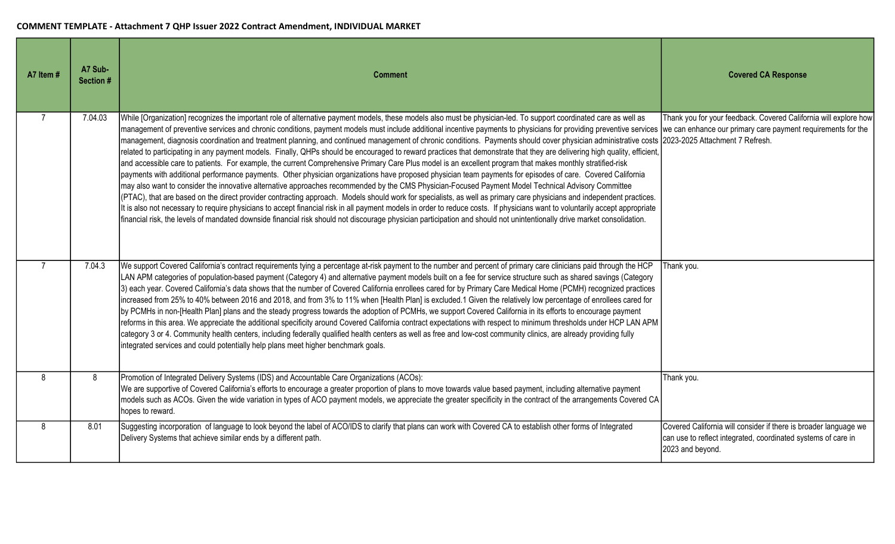**COMMENT TEMPLATE - Attachment 7 QHP Issuer 2022 Contract Amendment, INDIVIDUAL MARKET**

| A7 Item # | A7 Sub-Section # | Comment | Covered CA Response |
|---|---|---|---|
| 7 | 7.04.03 | While [Organization] recognizes the important role of alternative payment models, these models also must be physician-led. To support coordinated care as well as management of preventive services and chronic conditions, payment models must include additional incentive payments to physicians for providing preventive services management, diagnosis coordination and treatment planning, and continued management of chronic conditions. Payments should cover physician administrative costs related to participating in any payment models. Finally, QHPs should be encouraged to reward practices that demonstrate that they are delivering high quality, efficient, and accessible care to patients. For example, the current Comprehensive Primary Care Plus model is an excellent program that makes monthly stratified-risk payments with additional performance payments. Other physician organizations have proposed physician team payments for episodes of care. Covered California may also want to consider the innovative alternative approaches recommended by the CMS Physician-Focused Payment Model Technical Advisory Committee (PTAC), that are based on the direct provider contracting approach. Models should work for specialists, as well as primary care physicians and independent practices. It is also not necessary to require physicians to accept financial risk in all payment models in order to reduce costs. If physicians want to voluntarily accept appropriate financial risk, the levels of mandated downside financial risk should not discourage physician participation and should not unintentionally drive market consolidation. | Thank you for your feedback. Covered California will explore how we can enhance our primary care payment requirements for the 2023-2025 Attachment 7 Refresh. |
| 7 | 7.04.3 | We support Covered California's contract requirements tying a percentage at-risk payment to the number and percent of primary care clinicians paid through the HCP LAN APM categories of population-based payment (Category 4) and alternative payment models built on a fee for service structure such as shared savings (Category 3) each year. Covered California's data shows that the number of Covered California enrollees cared for by Primary Care Medical Home (PCMH) recognized practices increased from 25% to 40% between 2016 and 2018, and from 3% to 11% when [Health Plan] is excluded.1 Given the relatively low percentage of enrollees cared for by PCMHs in non-[Health Plan] plans and the steady progress towards the adoption of PCMHs, we support Covered California in its efforts to encourage payment reforms in this area. We appreciate the additional specificity around Covered California contract expectations with respect to minimum thresholds under HCP LAN APM category 3 or 4. Community health centers, including federally qualified health centers as well as free and low-cost community clinics, are already providing fully integrated services and could potentially help plans meet higher benchmark goals. | Thank you. |
| 8 | 8 | Promotion of Integrated Delivery Systems (IDS) and Accountable Care Organizations (ACOs):<br>We are supportive of Covered California's efforts to encourage a greater proportion of plans to move towards value based payment, including alternative payment models such as ACOs. Given the wide variation in types of ACO payment models, we appreciate the greater specificity in the contract of the arrangements Covered CA hopes to reward. | Thank you. |
| 8 | 8.01 | Suggesting incorporation of language to look beyond the label of ACO/IDS to clarify that plans can work with Covered CA to establish other forms of Integrated Delivery Systems that achieve similar ends by a different path. | Covered California will consider if there is broader language we can use to reflect integrated, coordinated systems of care in 2023 and beyond. |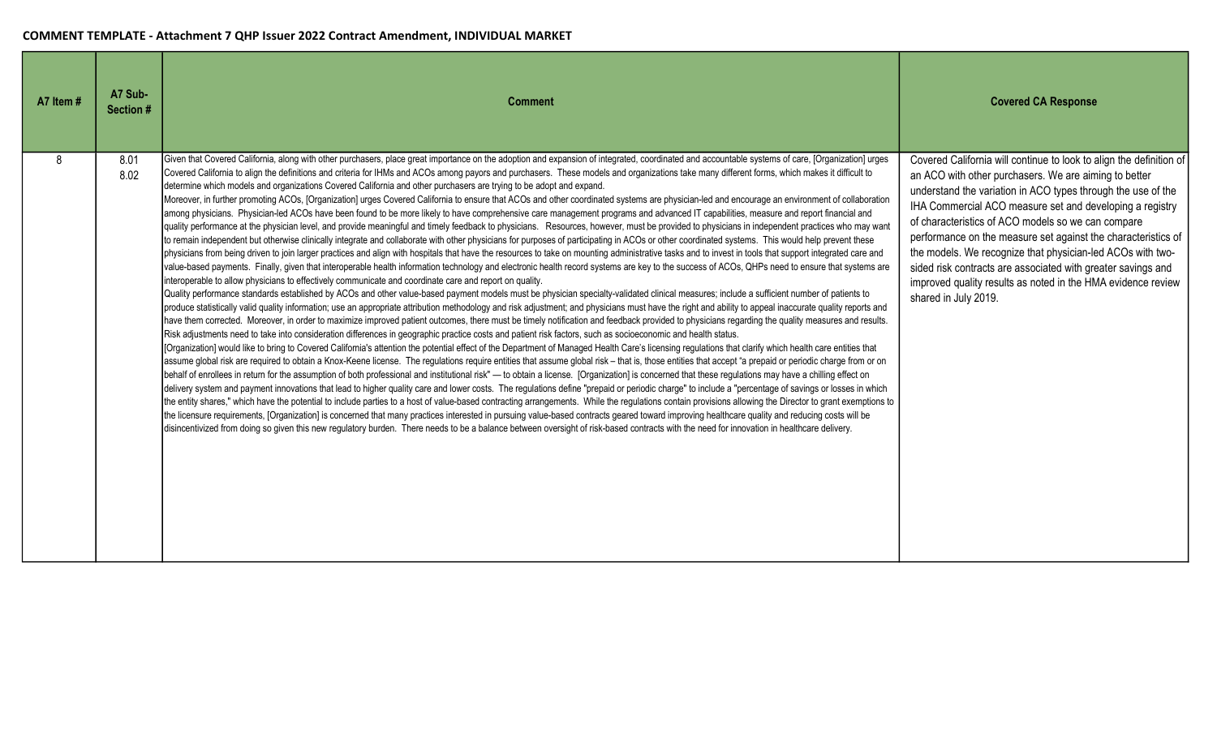**COMMENT TEMPLATE - Attachment 7 QHP Issuer 2022 Contract Amendment, INDIVIDUAL MARKET**

| A7 Item # | A7 Sub-Section # | Comment | Covered CA Response |
|---|---|---|---|
| 8 | 8.01<br>8.02 | Given that Covered California, along with other purchasers, place great importance on the adoption and expansion of integrated, coordinated and accountable systems of care, [Organization] urges Covered California to align the definitions and criteria for IHMs and ACOs among payors and purchasers. These models and organizations take many different forms, which makes it difficult to determine which models and organizations Covered California and other purchasers are trying to be adopt and expand.<br>Moreover, in further promoting ACOs, [Organization] urges Covered California to ensure that ACOs and other coordinated systems are physician-led and encourage an environment of collaboration among physicians. Physician-led ACOs have been found to be more likely to have comprehensive care management programs and advanced IT capabilities, measure and report financial and quality performance at the physician level, and provide meaningful and timely feedback to physicians. Resources, however, must be provided to physicians in independent practices who may want to remain independent but otherwise clinically integrate and collaborate with other physicians for purposes of participating in ACOs or other coordinated systems. This would help prevent these physicians from being driven to join larger practices and align with hospitals that have the resources to take on mounting administrative tasks and to invest in tools that support integrated care and value-based payments. Finally, given that interoperable health information technology and electronic health record systems are key to the success of ACOs, QHPs need to ensure that systems are interoperable to allow physicians to effectively communicate and coordinate care and report on quality.<br>Quality performance standards established by ACOs and other value-based payment models must be physician specialty-validated clinical measures; include a sufficient number of patients to produce statistically valid quality information; use an appropriate attribution methodology and risk adjustment; and physicians must have the right and ability to appeal inaccurate quality reports and have them corrected. Moreover, in order to maximize improved patient outcomes, there must be timely notification and feedback provided to physicians regarding the quality measures and results. Risk adjustments need to take into consideration differences in geographic practice costs and patient risk factors, such as socioeconomic and health status.<br>[Organization] would like to bring to Covered California's attention the potential effect of the Department of Managed Health Care's licensing regulations that clarify which health care entities that assume global risk are required to obtain a Knox-Keene license. The regulations require entities that assume global risk – that is, those entities that accept "a prepaid or periodic charge from or on behalf of enrollees in return for the assumption of both professional and institutional risk" — to obtain a license. [Organization] is concerned that these regulations may have a chilling effect on delivery system and payment innovations that lead to higher quality care and lower costs. The regulations define "prepaid or periodic charge" to include a "percentage of savings or losses in which the entity shares," which have the potential to include parties to a host of value-based contracting arrangements. While the regulations contain provisions allowing the Director to grant exemptions to the licensure requirements, [Organization] is concerned that many practices interested in pursuing value-based contracts geared toward improving healthcare quality and reducing costs will be disincentivized from doing so given this new regulatory burden. There needs to be a balance between oversight of risk-based contracts with the need for innovation in healthcare delivery. | Covered California will continue to look to align the definition of an ACO with other purchasers. We are aiming to better understand the variation in ACO types through the use of the IHA Commercial ACO measure set and developing a registry of characteristics of ACO models so we can compare performance on the measure set against the characteristics of the models. We recognize that physician-led ACOs with two-sided risk contracts are associated with greater savings and improved quality results as noted in the HMA evidence review shared in July 2019. |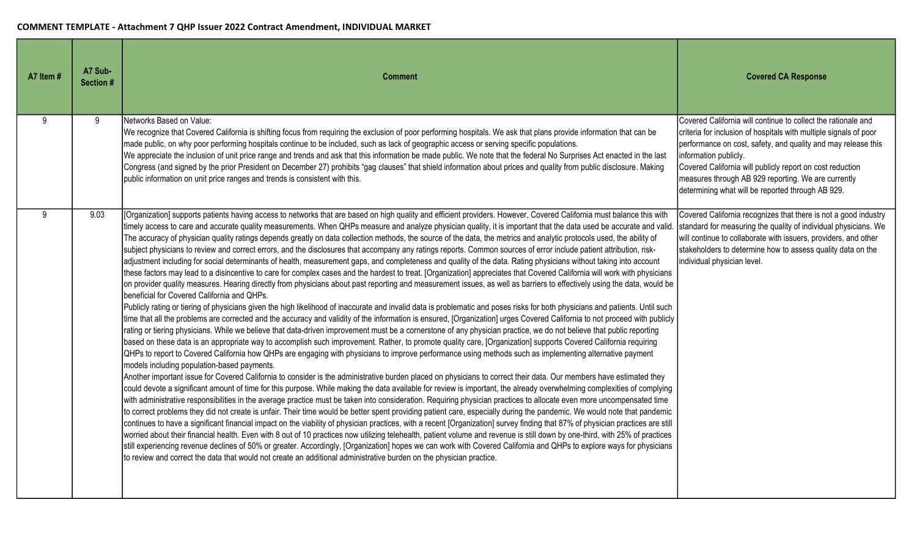**COMMENT TEMPLATE - Attachment 7 QHP Issuer 2022 Contract Amendment, INDIVIDUAL MARKET**

| A7 Item # | A7 Sub-Section # | Comment | Covered CA Response |
|---|---|---|---|
| 9 | 9 | Networks Based on Value:<br>We recognize that Covered California is shifting focus from requiring the exclusion of poor performing hospitals. We ask that plans provide information that can be made public, on why poor performing hospitals continue to be included, such as lack of geographic access or serving specific populations.<br>We appreciate the inclusion of unit price range and trends and ask that this information be made public. We note that the federal No Surprises Act enacted in the last Congress (and signed by the prior President on December 27) prohibits "gag clauses" that shield information about prices and quality from public disclosure. Making public information on unit price ranges and trends is consistent with this. | Covered California will continue to collect the rationale and criteria for inclusion of hospitals with multiple signals of poor performance on cost, safety, and quality and may release this information publicly.<br>Covered California will publicly report on cost reduction measures through AB 929 reporting. We are currently determining what will be reported through AB 929. |
| 9 | 9.03 | [Organization] supports patients having access to networks that are based on high quality and efficient providers. However, Covered California must balance this with timely access to care and accurate quality measurements. When QHPs measure and analyze physician quality, it is important that the data used be accurate and valid. The accuracy of physician quality ratings depends greatly on data collection methods, the source of the data, the metrics and analytic protocols used, the ability of subject physicians to review and correct errors, and the disclosures that accompany any ratings reports. Common sources of error include patient attribution, risk-adjustment including for social determinants of health, measurement gaps, and completeness and quality of the data. Rating physicians without taking into account these factors may lead to a disincentive to care for complex cases and the hardest to treat. [Organization] appreciates that Covered California will work with physicians on provider quality measures. Hearing directly from physicians about past reporting and measurement issues, as well as barriers to effectively using the data, would be beneficial for Covered California and QHPs.<br>Publicly rating or tiering of physicians given the high likelihood of inaccurate and invalid data is problematic and poses risks for both physicians and patients. Until such time that all the problems are corrected and the accuracy and validity of the information is ensured, [Organization] urges Covered California to not proceed with publicly rating or tiering physicians. While we believe that data-driven improvement must be a cornerstone of any physician practice, we do not believe that public reporting based on these data is an appropriate way to accomplish such improvement. Rather, to promote quality care, [Organization] supports Covered California requiring QHPs to report to Covered California how QHPs are engaging with physicians to improve performance using methods such as implementing alternative payment models including population-based payments.<br>Another important issue for Covered California to consider is the administrative burden placed on physicians to correct their data. Our members have estimated they could devote a significant amount of time for this purpose. While making the data available for review is important, the already overwhelming complexities of complying with administrative responsibilities in the average practice must be taken into consideration. Requiring physician practices to allocate even more uncompensated time to correct problems they did not create is unfair. Their time would be better spent providing patient care, especially during the pandemic. We would note that pandemic continues to have a significant financial impact on the viability of physician practices, with a recent [Organization] survey finding that 87% of physician practices are still worried about their financial health. Even with 8 out of 10 practices now utilizing telehealth, patient volume and revenue is still down by one-third, with 25% of practices still experiencing revenue declines of 50% or greater. Accordingly, [Organization] hopes we can work with Covered California and QHPs to explore ways for physicians to review and correct the data that would not create an additional administrative burden on the physician practice. | Covered California recognizes that there is not a good industry standard for measuring the quality of individual physicians. We will continue to collaborate with issuers, providers, and other stakeholders to determine how to assess quality data on the individual physician level. |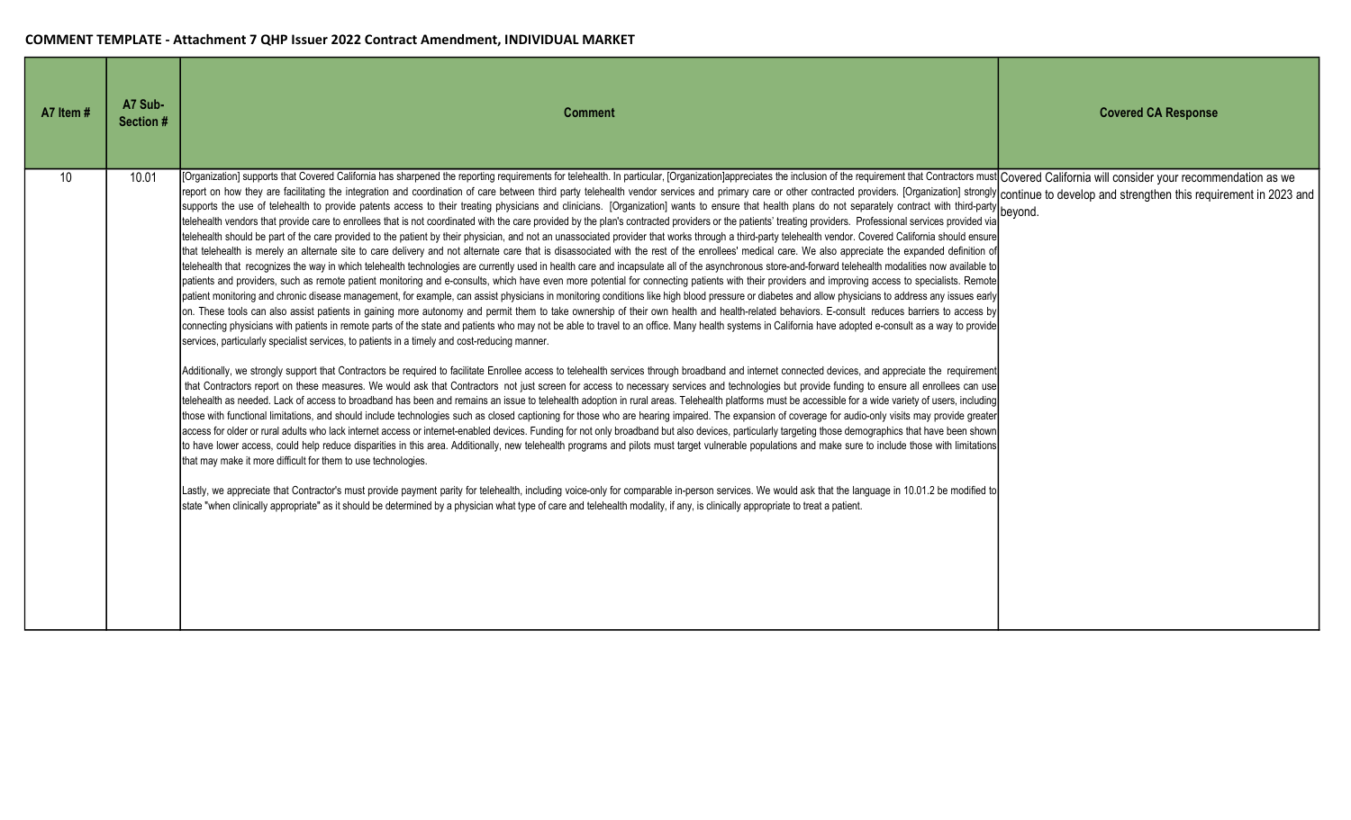**COMMENT TEMPLATE - Attachment 7 QHP Issuer 2022 Contract Amendment, INDIVIDUAL MARKET**

| A7 Item # | A7 Sub-Section # | Comment | Covered CA Response |
|---|---|---|---|
| 10 | 10.01 | [Organization] supports that Covered California has sharpened the reporting requirements for telehealth. In particular, [Organization]appreciates the inclusion of the requirement that Contractors must report on how they are facilitating the integration and coordination of care between third party telehealth vendor services and primary care or other contracted providers. [Organization] strongly supports the use of telehealth to provide patents access to their treating physicians and clinicians. [Organization] wants to ensure that health plans do not separately contract with third-party telehealth vendors that provide care to enrollees that is not coordinated with the care provided by the plan's contracted providers or the patients' treating providers. Professional services provided via telehealth should be part of the care provided to the patient by their physician, and not an unassociated provider that works through a third-party telehealth vendor. Covered California should ensure that telehealth is merely an alternate site to care delivery and not alternate care that is disassociated with the rest of the enrollees' medical care. We also appreciate the expanded definition of telehealth that recognizes the way in which telehealth technologies are currently used in health care and incapsulate all of the asynchronous store-and-forward telehealth modalities now available to patients and providers, such as remote patient monitoring and e-consults, which have even more potential for connecting patients with their providers and improving access to specialists. Remote patient monitoring and chronic disease management, for example, can assist physicians in monitoring conditions like high blood pressure or diabetes and allow physicians to address any issues early on. These tools can also assist patients in gaining more autonomy and permit them to take ownership of their own health and health-related behaviors. E-consult reduces barriers to access by connecting physicians with patients in remote parts of the state and patients who may not be able to travel to an office. Many health systems in California have adopted e-consult as a way to provide services, particularly specialist services, to patients in a timely and cost-reducing manner.<br><br>Additionally, we strongly support that Contractors be required to facilitate Enrollee access to telehealth services through broadband and internet connected devices, and appreciate the requirement that Contractors report on these measures. We would ask that Contractors not just screen for access to necessary services and technologies but provide funding to ensure all enrollees can use telehealth as needed. Lack of access to broadband has been and remains an issue to telehealth adoption in rural areas. Telehealth platforms must be accessible for a wide variety of users, including those with functional limitations, and should include technologies such as closed captioning for those who are hearing impaired. The expansion of coverage for audio-only visits may provide greater access for older or rural adults who lack internet access or internet-enabled devices. Funding for not only broadband but also devices, particularly targeting those demographics that have been shown to have lower access, could help reduce disparities in this area. Additionally, new telehealth programs and pilots must target vulnerable populations and make sure to include those with limitations that may make it more difficult for them to use technologies.<br><br>Lastly, we appreciate that Contractor's must provide payment parity for telehealth, including voice-only for comparable in-person services. We would ask that the language in 10.01.2 be modified to state "when clinically appropriate" as it should be determined by a physician what type of care and telehealth modality, if any, is clinically appropriate to treat a patient. | Covered California will consider your recommendation as we continue to develop and strengthen this requirement in 2023 and beyond. |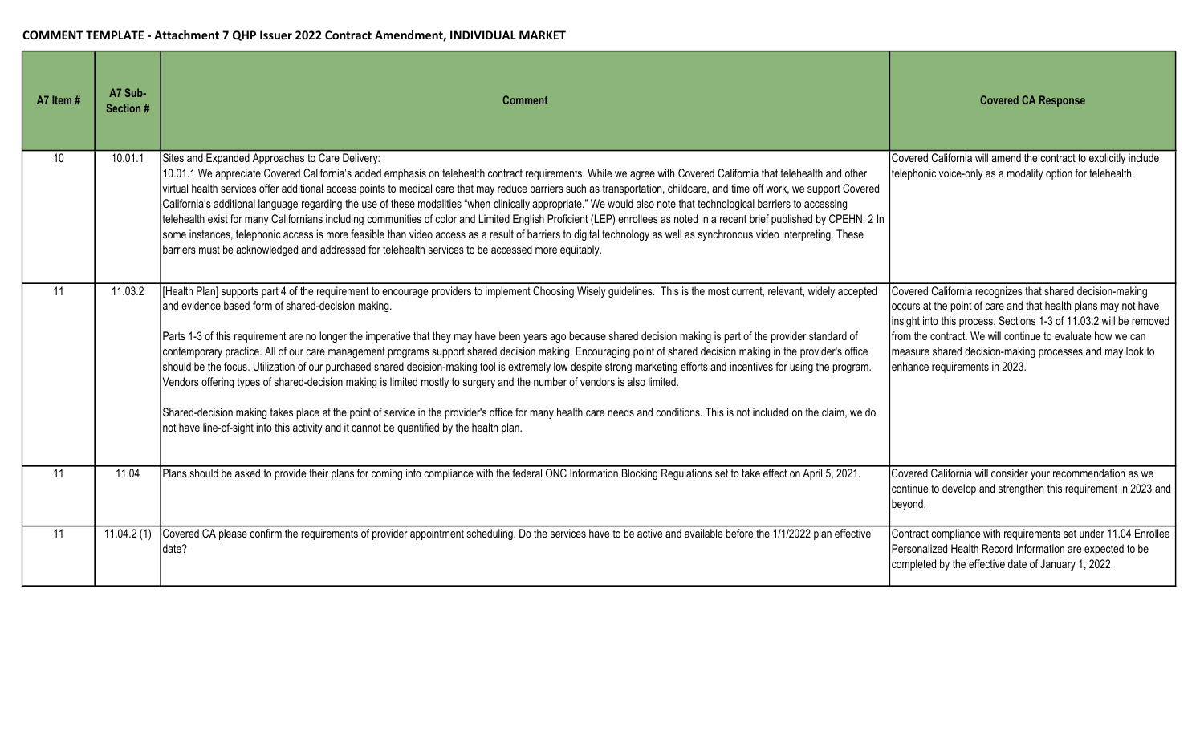**COMMENT TEMPLATE - Attachment 7 QHP Issuer 2022 Contract Amendment, INDIVIDUAL MARKET**

| A7 Item # | A7 Sub-Section # | Comment | Covered CA Response |
|---|---|---|---|
| 10 | 10.01.1 | Sites and Expanded Approaches to Care Delivery:<br>10.01.1 We appreciate Covered California's added emphasis on telehealth contract requirements. While we agree with Covered California that telehealth and other virtual health services offer additional access points to medical care that may reduce barriers such as transportation, childcare, and time off work, we support Covered California's additional language regarding the use of these modalities "when clinically appropriate." We would also note that technological barriers to accessing telehealth exist for many Californians including communities of color and Limited English Proficient (LEP) enrollees as noted in a recent brief published by CPEHN. 2 In some instances, telephonic access is more feasible than video access as a result of barriers to digital technology as well as synchronous video interpreting. These barriers must be acknowledged and addressed for telehealth services to be accessed more equitably. | Covered California will amend the contract to explicitly include telephonic voice-only as a modality option for telehealth. |
| 11 | 11.03.2 | [Health Plan] supports part 4 of the requirement to encourage providers to implement Choosing Wisely guidelines. This is the most current, relevant, widely accepted and evidence based form of shared-decision making.<br><br>Parts 1-3 of this requirement are no longer the imperative that they may have been years ago because shared decision making is part of the provider standard of contemporary practice. All of our care management programs support shared decision making. Encouraging point of shared decision making in the provider's office should be the focus. Utilization of our purchased shared decision-making tool is extremely low despite strong marketing efforts and incentives for using the program. Vendors offering types of shared-decision making is limited mostly to surgery and the number of vendors is also limited.<br><br>Shared-decision making takes place at the point of service in the provider's office for many health care needs and conditions. This is not included on the claim, we do not have line-of-sight into this activity and it cannot be quantified by the health plan. | Covered California recognizes that shared decision-making occurs at the point of care and that health plans may not have insight into this process. Sections 1-3 of 11.03.2 will be removed from the contract. We will continue to evaluate how we can measure shared decision-making processes and may look to enhance requirements in 2023. |
| 11 | 11.04 | Plans should be asked to provide their plans for coming into compliance with the federal ONC Information Blocking Regulations set to take effect on April 5, 2021. | Covered California will consider your recommendation as we continue to develop and strengthen this requirement in 2023 and beyond. |
| 11 | 11.04.2 (1) | Covered CA please confirm the requirements of provider appointment scheduling. Do the services have to be active and available before the 1/1/2022 plan effective date? | Contract compliance with requirements set under 11.04 Enrollee Personalized Health Record Information are expected to be completed by the effective date of January 1, 2022. |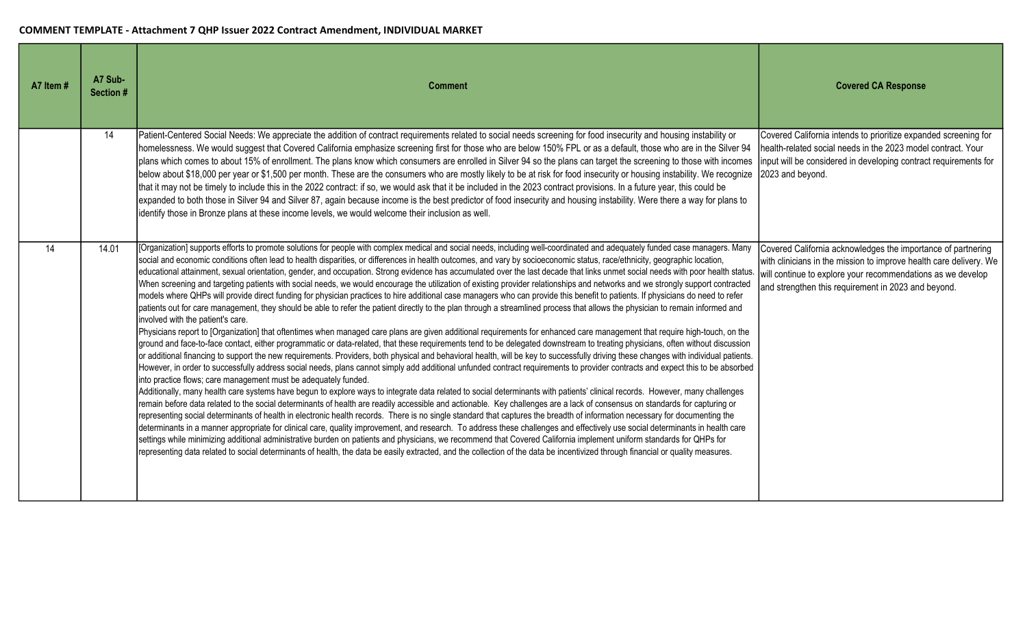**COMMENT TEMPLATE - Attachment 7 QHP Issuer 2022 Contract Amendment, INDIVIDUAL MARKET**

| A7 Item # | A7 Sub-Section # | Comment | Covered CA Response |
|---|---|---|---|
| | 14 | Patient-Centered Social Needs: We appreciate the addition of contract requirements related to social needs screening for food insecurity and housing instability or homelessness. We would suggest that Covered California emphasize screening first for those who are below 150% FPL or as a default, those who are in the Silver 94 plans which comes to about 15% of enrollment. The plans know which consumers are enrolled in Silver 94 so the plans can target the screening to those with incomes below about $18,000 per year or $1,500 per month. These are the consumers who are mostly likely to be at risk for food insecurity or housing instability. We recognize that it may not be timely to include this in the 2022 contract: if so, we would ask that it be included in the 2023 contract provisions. In a future year, this could be expanded to both those in Silver 94 and Silver 87, again because income is the best predictor of food insecurity and housing instability. Were there a way for plans to identify those in Bronze plans at these income levels, we would welcome their inclusion as well. | Covered California intends to prioritize expanded screening for health-related social needs in the 2023 model contract. Your input will be considered in developing contract requirements for 2023 and beyond. |
| 14 | 14.01 | [Organization] supports efforts to promote solutions for people with complex medical and social needs, including well-coordinated and adequately funded case managers. Many social and economic conditions often lead to health disparities, or differences in health outcomes, and vary by socioeconomic status, race/ethnicity, geographic location, educational attainment, sexual orientation, gender, and occupation. Strong evidence has accumulated over the last decade that links unmet social needs with poor health status. When screening and targeting patients with social needs, we would encourage the utilization of existing provider relationships and networks and we strongly support contracted models where QHPs will provide direct funding for physician practices to hire additional case managers who can provide this benefit to patients. If physicians do need to refer patients out for care management, they should be able to refer the patient directly to the plan through a streamlined process that allows the physician to remain informed and involved with the patient's care.<br>Physicians report to [Organization] that oftentimes when managed care plans are given additional requirements for enhanced care management that require high-touch, on the ground and face-to-face contact, either programmatic or data-related, that these requirements tend to be delegated downstream to treating physicians, often without discussion or additional financing to support the new requirements. Providers, both physical and behavioral health, will be key to successfully driving these changes with individual patients. However, in order to successfully address social needs, plans cannot simply add additional unfunded contract requirements to provider contracts and expect this to be absorbed into practice flows; care management must be adequately funded.<br>Additionally, many health care systems have begun to explore ways to integrate data related to social determinants with patients' clinical records. However, many challenges remain before data related to the social determinants of health are readily accessible and actionable. Key challenges are a lack of consensus on standards for capturing or representing social determinants of health in electronic health records. There is no single standard that captures the breadth of information necessary for documenting the determinants in a manner appropriate for clinical care, quality improvement, and research. To address these challenges and effectively use social determinants in health care settings while minimizing additional administrative burden on patients and physicians, we recommend that Covered California implement uniform standards for QHPs for representing data related to social determinants of health, the data be easily extracted, and the collection of the data be incentivized through financial or quality measures. | Covered California acknowledges the importance of partnering with clinicians in the mission to improve health care delivery. We will continue to explore your recommendations as we develop and strengthen this requirement in 2023 and beyond. |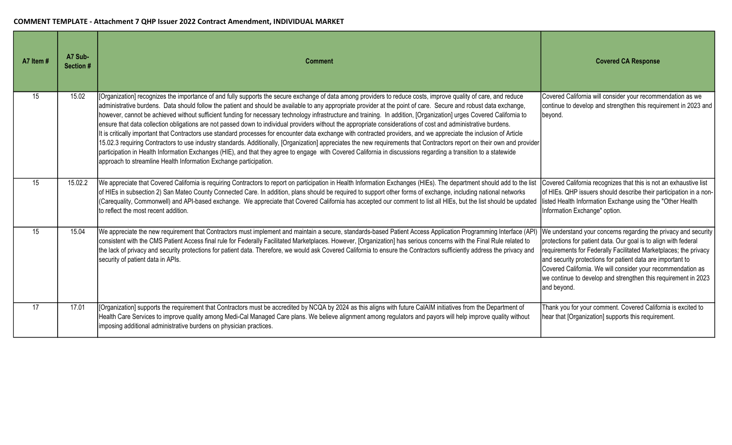**COMMENT TEMPLATE - Attachment 7 QHP Issuer 2022 Contract Amendment, INDIVIDUAL MARKET**

| A7 Item # | A7 Sub-Section # | Comment | Covered CA Response |
|---|---|---|---|
| 15 | 15.02 | [Organization] recognizes the importance of and fully supports the secure exchange of data among providers to reduce costs, improve quality of care, and reduce administrative burdens. Data should follow the patient and should be available to any appropriate provider at the point of care. Secure and robust data exchange, however, cannot be achieved without sufficient funding for necessary technology infrastructure and training. In addition, [Organization] urges Covered California to ensure that data collection obligations are not passed down to individual providers without the appropriate considerations of cost and administrative burdens. It is critically important that Contractors use standard processes for encounter data exchange with contracted providers, and we appreciate the inclusion of Article 15.02.3 requiring Contractors to use industry standards. Additionally, [Organization] appreciates the new requirements that Contractors report on their own and provider participation in Health Information Exchanges (HIE), and that they agree to engage with Covered California in discussions regarding a transition to a statewide approach to streamline Health Information Exchange participation. | Covered California will consider your recommendation as we continue to develop and strengthen this requirement in 2023 and beyond. |
| 15 | 15.02.2 | We appreciate that Covered California is requiring Contractors to report on participation in Health Information Exchanges (HIEs). The department should add to the list of HIEs in subsection 2) San Mateo County Connected Care. In addition, plans should be required to support other forms of exchange, including national networks (Carequality, Commonwell) and API-based exchange. We appreciate that Covered California has accepted our comment to list all HIEs, but the list should be updated to reflect the most recent addition. | Covered California recognizes that this is not an exhaustive list of HIEs. QHP issuers should describe their participation in a non-listed Health Information Exchange using the "Other Health Information Exchange" option. |
| 15 | 15.04 | We appreciate the new requirement that Contractors must implement and maintain a secure, standards-based Patient Access Application Programming Interface (API) consistent with the CMS Patient Access final rule for Federally Facilitated Marketplaces. However, [Organization] has serious concerns with the Final Rule related to the lack of privacy and security protections for patient data. Therefore, we would ask Covered California to ensure the Contractors sufficiently address the privacy and security of patient data in APIs. | We understand your concerns regarding the privacy and security protections for patient data. Our goal is to align with federal requirements for Federally Facilitated Marketplaces; the privacy and security protections for patient data are important to Covered California. We will consider your recommendation as we continue to develop and strengthen this requirement in 2023 and beyond. |
| 17 | 17.01 | [Organization] supports the requirement that Contractors must be accredited by NCQA by 2024 as this aligns with future CalAIM initiatives from the Department of Health Care Services to improve quality among Medi-Cal Managed Care plans. We believe alignment among regulators and payors will help improve quality without imposing additional administrative burdens on physician practices. | Thank you for your comment. Covered California is excited to hear that [Organization] supports this requirement. |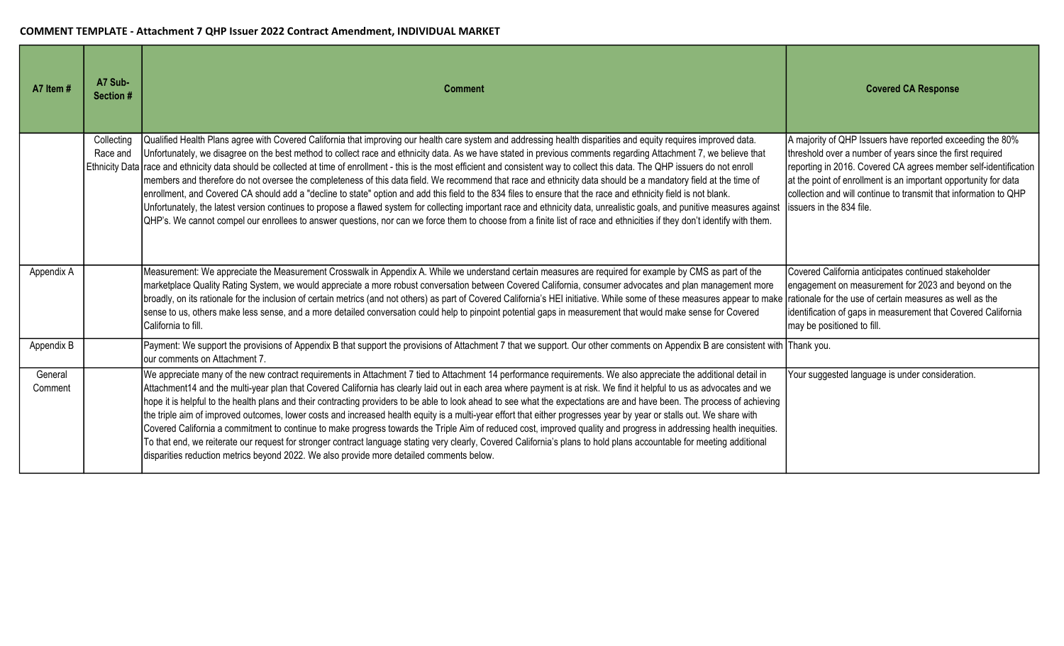**COMMENT TEMPLATE - Attachment 7 QHP Issuer 2022 Contract Amendment, INDIVIDUAL MARKET**

| A7 Item # | A7 Sub-Section # | Comment | Covered CA Response |
|---|---|---|---|
| | Collecting Race and Ethnicity Data | Qualified Health Plans agree with Covered California that improving our health care system and addressing health disparities and equity requires improved data. Unfortunately, we disagree on the best method to collect race and ethnicity data. As we have stated in previous comments regarding Attachment 7, we believe that race and ethnicity data should be collected at time of enrollment - this is the most efficient and consistent way to collect this data. The QHP issuers do not enroll members and therefore do not oversee the completeness of this data field. We recommend that race and ethnicity data should be a mandatory field at the time of enrollment, and Covered CA should add a "decline to state" option and add this field to the 834 files to ensure that the race and ethnicity field is not blank. Unfortunately, the latest version continues to propose a flawed system for collecting important race and ethnicity data, unrealistic goals, and punitive measures against QHP's. We cannot compel our enrollees to answer questions, nor can we force them to choose from a finite list of race and ethnicities if they don't identify with them. | A majority of QHP Issuers have reported exceeding the 80% threshold over a number of years since the first required reporting in 2016. Covered CA agrees member self-identification at the point of enrollment is an important opportunity for data collection and will continue to transmit that information to QHP issuers in the 834 file. |
| Appendix A | | Measurement: We appreciate the Measurement Crosswalk in Appendix A. While we understand certain measures are required for example by CMS as part of the marketplace Quality Rating System, we would appreciate a more robust conversation between Covered California, consumer advocates and plan management more broadly, on its rationale for the inclusion of certain metrics (and not others) as part of Covered California's HEI initiative. While some of these measures appear to make sense to us, others make less sense, and a more detailed conversation could help to pinpoint potential gaps in measurement that would make sense for Covered California to fill. | Covered California anticipates continued stakeholder engagement on measurement for 2023 and beyond on the rationale for the use of certain measures as well as the identification of gaps in measurement that Covered California may be positioned to fill. |
| Appendix B | | Payment: We support the provisions of Appendix B that support the provisions of Attachment 7 that we support. Our other comments on Appendix B are consistent with our comments on Attachment 7. | Thank you. |
| General Comment | | We appreciate many of the new contract requirements in Attachment 7 tied to Attachment 14 performance requirements. We also appreciate the additional detail in Attachment14 and the multi-year plan that Covered California has clearly laid out in each area where payment is at risk. We find it helpful to us as advocates and we hope it is helpful to the health plans and their contracting providers to be able to look ahead to see what the expectations are and have been. The process of achieving the triple aim of improved outcomes, lower costs and increased health equity is a multi-year effort that either progresses year by year or stalls out. We share with Covered California a commitment to continue to make progress towards the Triple Aim of reduced cost, improved quality and progress in addressing health inequities. To that end, we reiterate our request for stronger contract language stating very clearly, Covered California's plans to hold plans accountable for meeting additional disparities reduction metrics beyond 2022. We also provide more detailed comments below. | Your suggested language is under consideration. |